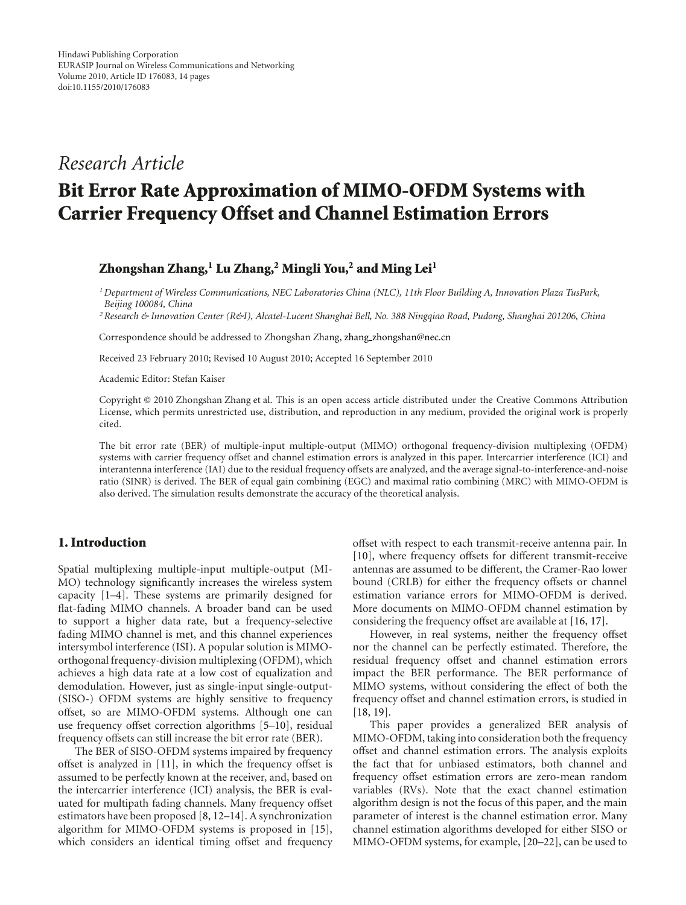Hindawi Publishing Corporation
EURASIP Journal on Wireless Communications and Networking
Volume 2010, Article ID 176083, 14 pages
doi:10.1155/2010/176083

*Research Article*

# Bit Error Rate Approximation of MIMO-OFDM Systems with Carrier Frequency Offset and Channel Estimation Errors

**Zhongshan Zhang,[1] Lu Zhang,[2] Mingli You,[2] and Ming Lei[1]**

[1] *Department of Wireless Communications, NEC Laboratories China (NLC), 11th Floor Building A, Innovation Plaza TusPark, Beijing 100084, China*

[2] *Research & Innovation Center (R&I), Alcatel-Lucent Shanghai Bell, No. 388 Ningqiao Road, Pudong, Shanghai 201206, China*

Correspondence should be addressed to Zhongshan Zhang, zhang_zhongshan@nec.cn

Received 23 February 2010; Revised 10 August 2010; Accepted 16 September 2010

Academic Editor: Stefan Kaiser

Copyright © 2010 Zhongshan Zhang et al. This is an open access article distributed under the Creative Commons Attribution License, which permits unrestricted use, distribution, and reproduction in any medium, provided the original work is properly cited.

The bit error rate (BER) of multiple-input multiple-output (MIMO) orthogonal frequency-division multiplexing (OFDM) systems with carrier frequency offset and channel estimation errors is analyzed in this paper. Intercarrier interference (ICI) and interantenna interference (IAI) due to the residual frequency offsets are analyzed, and the average signal-to-interference-and-noise ratio (SINR) is derived. The BER of equal gain combining (EGC) and maximal ratio combining (MRC) with MIMO-OFDM is also derived. The simulation results demonstrate the accuracy of the theoretical analysis.

## 1. Introduction

Spatial multiplexing multiple-input multiple-output (MIMO) technology significantly increases the wireless system capacity [1–4]. These systems are primarily designed for flat-fading MIMO channels. A broader band can be used to support a higher data rate, but a frequency-selective fading MIMO channel is met, and this channel experiences intersymbol interference (ISI). A popular solution is MIMO-orthogonal frequency-division multiplexing (OFDM), which achieves a high data rate at a low cost of equalization and demodulation. However, just as single-input single-output-(SISO-) OFDM systems are highly sensitive to frequency offset, so are MIMO-OFDM systems. Although one can use frequency offset correction algorithms [5–10], residual frequency offsets can still increase the bit error rate (BER).

The BER of SISO-OFDM systems impaired by frequency offset is analyzed in [11], in which the frequency offset is assumed to be perfectly known at the receiver, and, based on the intercarrier interference (ICI) analysis, the BER is evaluated for multipath fading channels. Many frequency offset estimators have been proposed [8, 12–14]. A synchronization algorithm for MIMO-OFDM systems is proposed in [15], which considers an identical timing offset and frequency offset with respect to each transmit-receive antenna pair. In [10], where frequency offsets for different transmit-receive antennas are assumed to be different, the Cramer-Rao lower bound (CRLB) for either the frequency offsets or channel estimation variance errors for MIMO-OFDM is derived. More documents on MIMO-OFDM channel estimation by considering the frequency offset are available at [16, 17].

However, in real systems, neither the frequency offset nor the channel can be perfectly estimated. Therefore, the residual frequency offset and channel estimation errors impact the BER performance. The BER performance of MIMO systems, without considering the effect of both the frequency offset and channel estimation errors, is studied in [18, 19].

This paper provides a generalized BER analysis of MIMO-OFDM, taking into consideration both the frequency offset and channel estimation errors. The analysis exploits the fact that for unbiased estimators, both channel and frequency offset estimation errors are zero-mean random variables (RVs). Note that the exact channel estimation algorithm design is not the focus of this paper, and the main parameter of interest is the channel estimation error. Many channel estimation algorithms developed for either SISO or MIMO-OFDM systems, for example, [20–22], can be used to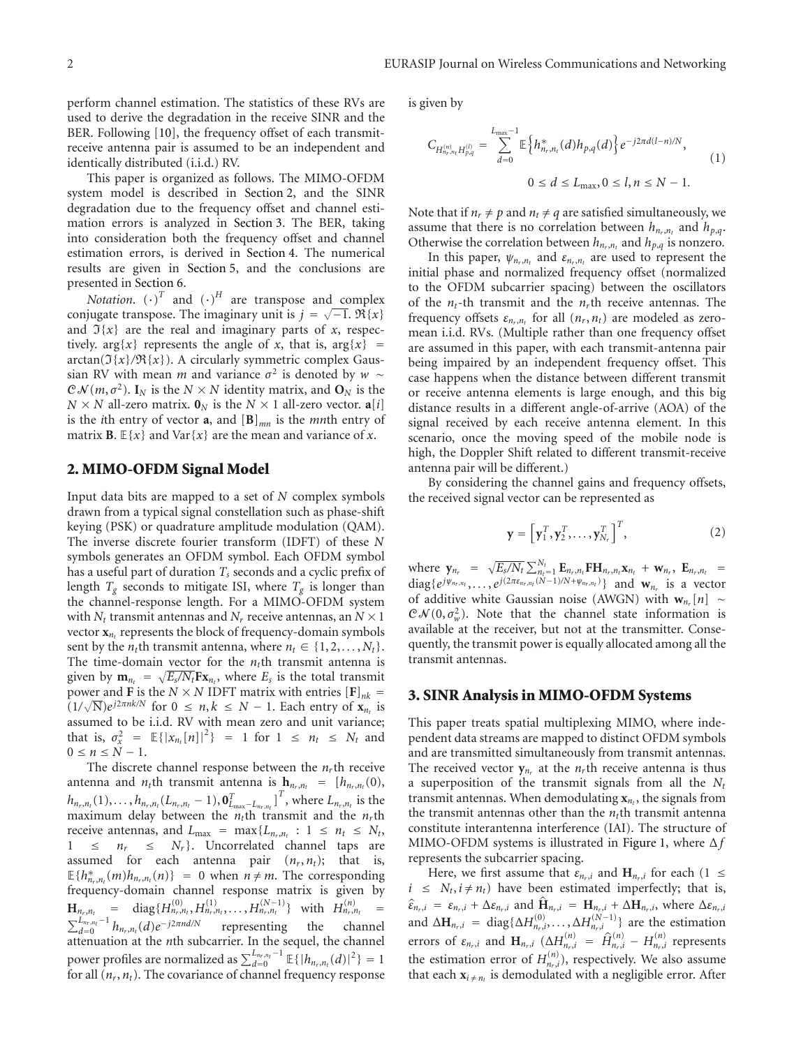perform channel estimation. The statistics of these RVs are used to derive the degradation in the receive SINR and the BER. Following [10], the frequency offset of each transmit-receive antenna pair is assumed to be an independent and identically distributed (i.i.d.) RV.

This paper is organized as follows. The MIMO-OFDM system model is described in Section 2, and the SINR degradation due to the frequency offset and channel estimation errors is analyzed in Section 3. The BER, taking into consideration both the frequency offset and channel estimation errors, is derived in Section 4. The numerical results are given in Section 5, and the conclusions are presented in Section 6.

*Notation.* $(\cdot)^T$ and $(\cdot)^H$ are transpose and complex conjugate transpose. The imaginary unit is $j = \sqrt{-1}$. $\Re\{x\}$ and $\Im\{x\}$ are the real and imaginary parts of $x$, respectively. $\arg\{x\}$ represents the angle of $x$, that is, $\arg\{x\} = \arctan(\Im\{x\}/\Re\{x\})$. A circularly symmetric complex Gaussian RV with mean $m$ and variance $\sigma^2$ is denoted by $w \sim \mathcal{CN}(m, \sigma^2)$. $\mathbf{I}_N$ is the $N \times N$ identity matrix, and $\mathbf{O}_N$ is the $N \times N$ all-zero matrix. $\mathbf{0}_N$ is the $N \times 1$ all-zero vector. $\mathbf{a}[i]$ is the $i$th entry of vector $\mathbf{a}$, and $[\mathbf{B}]_{mn}$ is the $mn$th entry of matrix $\mathbf{B}$. $\mathbb{E}\{x\}$ and $\mathrm{Var}\{x\}$ are the mean and variance of $x$.

## 2. MIMO-OFDM Signal Model

Input data bits are mapped to a set of $N$ complex symbols drawn from a typical signal constellation such as phase-shift keying (PSK) or quadrature amplitude modulation (QAM). The inverse discrete fourier transform (IDFT) of these $N$ symbols generates an OFDM symbol. Each OFDM symbol has a useful part of duration $T_s$ seconds and a cyclic prefix of length $T_g$ seconds to mitigate ISI, where $T_g$ is longer than the channel-response length. For a MIMO-OFDM system with $N_t$ transmit antennas and $N_r$ receive antennas, an $N \times 1$ vector $\mathbf{x}_{n_t}$ represents the block of frequency-domain symbols sent by the $n_t$th transmit antenna, where $n_t \in \{1, 2, \ldots, N_t\}$. The time-domain vector for the $n_t$th transmit antenna is given by $\mathbf{m}_{n_t} = \sqrt{E_s/N_t}\mathbf{F}\mathbf{x}_{n_t}$, where $E_s$ is the total transmit power and $\mathbf{F}$ is the $N \times N$ IDFT matrix with entries $[\mathbf{F}]_{nk} = (1/\sqrt{N})e^{j2\pi nk/N}$ for $0 \le n, k \le N-1$. Each entry of $\mathbf{x}_{n_t}$ is assumed to be i.i.d. RV with mean zero and unit variance; that is, $\sigma_x^2 = \mathbb{E}\{|x_{n_t}[n]|^2\} = 1$ for $1 \le n_t \le N_t$ and $0 \le n \le N-1$.

The discrete channel response between the $n_r$th receive antenna and $n_t$th transmit antenna is $\mathbf{h}_{n_r,n_t} = [h_{n_r,n_t}(0), h_{n_r,n_t}(1), \ldots, h_{n_r,n_t}(L_{n_r,n_t}-1), \mathbf{0}^T_{L_{\max}-L_{n_r,n_t}}]^T$, where $L_{n_r,n_t}$ is the maximum delay between the $n_t$th transmit and the $n_r$th receive antennas, and $L_{\max} = \max\{L_{n_r,n_t} : 1 \le n_t \le N_t, 1 \le n_r \le N_r\}$. Uncorrelated channel taps are assumed for each antenna pair $(n_r, n_t)$; that is, $\mathbb{E}\{h^*_{n_r,n_t}(m)h_{n_r,n_t}(n)\} = 0$ when $n \neq m$. The corresponding frequency-domain channel response matrix is given by $\mathbf{H}_{n_r,n_t} = \mathrm{diag}\{H^{(0)}_{n_r,n_t}, H^{(1)}_{n_r,n_t}, \ldots, H^{(N-1)}_{n_r,n_t}\}$ with $H^{(n)}_{n_r,n_t} = \sum_{d=0}^{L_{n_r,n_t}-1} h_{n_r,n_t}(d)e^{-j2\pi nd/N}$ representing the channel attenuation at the $n$th subcarrier. In the sequel, the channel power profiles are normalized as $\sum_{d=0}^{L_{n_r,n_t}-1}\mathbb{E}\{|h_{n_r,n_t}(d)|^2\} = 1$ for all $(n_r, n_t)$. The covariance of channel frequency response is given by

$$C_{H^{(n)}_{n_r,n_t}H^{(l)}_{p,q}} = \sum_{d=0}^{L_{\max}-1} \mathbb{E}\left\{h^*_{n_r,n_t}(d)h_{p,q}(d)\right\}e^{-j2\pi d(l-n)/N}, \quad 0 \le d \le L_{\max}, 0 \le l, n \le N-1. \tag{1}$$

Note that if $n_r \neq p$ and $n_t \neq q$ are satisfied simultaneously, we assume that there is no correlation between $h_{n_r,n_t}$ and $h_{p,q}$. Otherwise the correlation between $h_{n_r,n_t}$ and $h_{p,q}$ is nonzero.

In this paper, $\psi_{n_r,n_t}$ and $\varepsilon_{n_r,n_t}$ are used to represent the initial phase and normalized frequency offset (normalized to the OFDM subcarrier spacing) between the oscillators of the $n_t$-th transmit and the $n_r$th receive antennas. The frequency offsets $\varepsilon_{n_r,n_t}$ for all $(n_r, n_t)$ are modeled as zero-mean i.i.d. RVs. (Multiple rather than one frequency offset are assumed in this paper, with each transmit-antenna pair being impaired by an independent frequency offset. This case happens when the distance between different transmit or receive antenna elements is large enough, and this big distance results in a different angle-of-arrive (AOA) of the signal received by each receive antenna element. In this scenario, once the moving speed of the mobile node is high, the Doppler Shift related to different transmit-receive antenna pair will be different.)

By considering the channel gains and frequency offsets, the received signal vector can be represented as

$$\mathbf{y} = \left[\mathbf{y}_1^T, \mathbf{y}_2^T, \ldots, \mathbf{y}_{N_r}^T\right]^T, \tag{2}$$

where $\mathbf{y}_{n_r} = \sqrt{E_s/N_t}\sum_{n_t=1}^{N_t}\mathbf{E}_{n_r,n_t}\mathbf{F}\mathbf{H}_{n_r,n_t}\mathbf{x}_{n_t} + \mathbf{w}_{n_r}$, $\mathbf{E}_{n_r,n_t} = \mathrm{diag}\{e^{j\psi_{n_r,n_t}}, \ldots, e^{j(2\pi\varepsilon_{n_r,n_t}(N-1)/N+\psi_{n_r,n_t})}\}$ and $\mathbf{w}_{n_r}$ is a vector of additive white Gaussian noise (AWGN) with $\mathbf{w}_{n_r}[n] \sim \mathcal{CN}(0, \sigma_w^2)$. Note that the channel state information is available at the receiver, but not at the transmitter. Consequently, the transmit power is equally allocated among all the transmit antennas.

## 3. SINR Analysis in MIMO-OFDM Systems

This paper treats spatial multiplexing MIMO, where independent data streams are mapped to distinct OFDM symbols and are transmitted simultaneously from transmit antennas. The received vector $\mathbf{y}_{n_r}$ at the $n_r$th receive antenna is thus a superposition of the transmit signals from all the $N_t$ transmit antennas. When demodulating $\mathbf{x}_{n_t}$, the signals from the transmit antennas other than the $n_t$th transmit antenna constitute interantenna interference (IAI). The structure of MIMO-OFDM systems is illustrated in Figure 1, where $\Delta f$ represents the subcarrier spacing.

Here, we first assume that $\varepsilon_{n_r,i}$ and $\mathbf{H}_{n_r,i}$ for each $(1 \le i \le N_t, i \neq n_t)$ have been estimated imperfectly; that is, $\widehat{\varepsilon}_{n_r,i} = \varepsilon_{n_r,i} + \Delta\varepsilon_{n_r,i}$ and $\widehat{\mathbf{H}}_{n_r,i} = \mathbf{H}_{n_r,i} + \Delta\mathbf{H}_{n_r,i}$, where $\Delta\varepsilon_{n_r,i}$ and $\Delta\mathbf{H}_{n_r,i} = \mathrm{diag}\{\Delta H^{(0)}_{n_r,i}, \ldots, \Delta H^{(N-1)}_{n_r,i}\}$ are the estimation errors of $\varepsilon_{n_r,i}$ and $\mathbf{H}_{n_r,i}$ ($\Delta H^{(n)}_{n_r,i} = \widehat{H}^{(n)}_{n_r,i} - H^{(n)}_{n_r,i}$ represents the estimation error of $H^{(n)}_{n_r,i}$), respectively. We also assume that each $\mathbf{x}_{i\neq n_t}$ is demodulated with a negligible error. After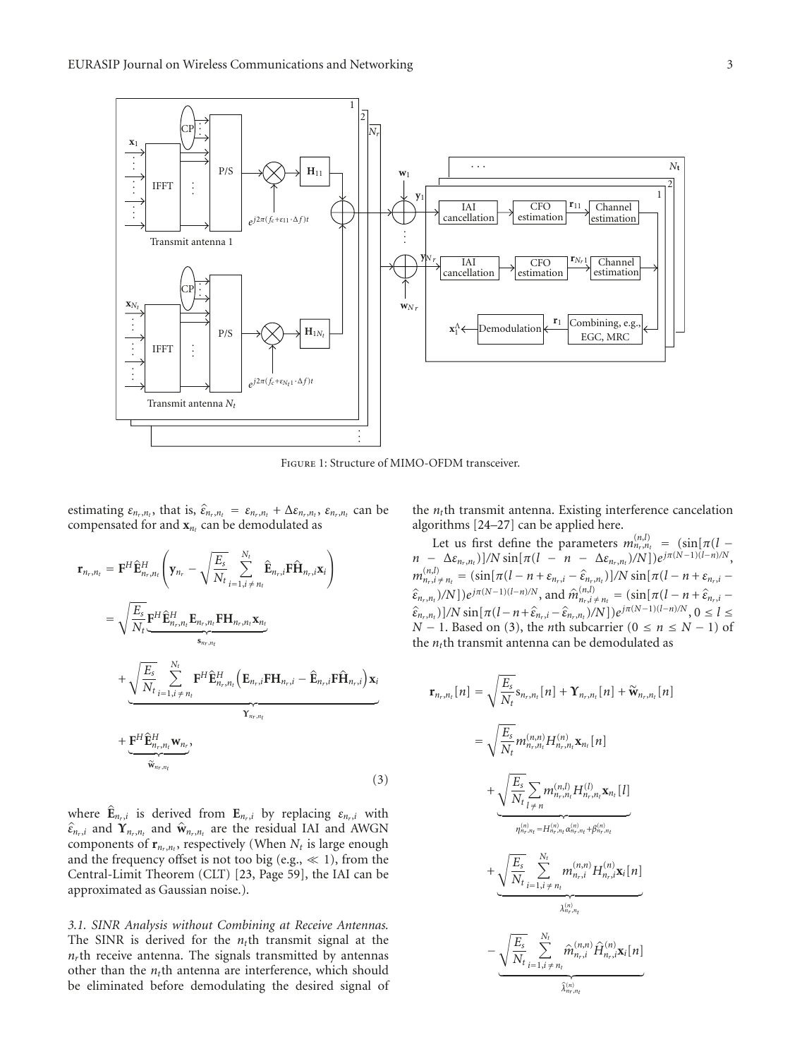Figure 1: Structure of MIMO-OFDM transceiver.

estimating $\varepsilon_{n_r,n_t}$, that is, $\hat{\varepsilon}_{n_r,n_t} = \varepsilon_{n_r,n_t} + \Delta\varepsilon_{n_r,n_t}$, $\varepsilon_{n_r,n_t}$ can be compensated for and $\mathbf{x}_{n_t}$ can be demodulated as

$$
\begin{aligned}
\mathbf{r}_{n_r,n_t} &= \mathbf{F}^H \hat{\mathbf{E}}_{n_r,n_t}^H \left( \mathbf{y}_{n_r} - \sqrt{\frac{E_s}{N_t}} \sum_{i=1, i \neq n_t}^{N_t} \hat{\mathbf{E}}_{n_r,i} \mathbf{F} \hat{\mathbf{H}}_{n_r,i} \mathbf{x}_i \right) \\
&= \sqrt{\frac{E_s}{N_t}} \underbrace{\mathbf{F}^H \hat{\mathbf{E}}_{n_r,n_t}^H \mathbf{E}_{n_r,n_t} \mathbf{F} \mathbf{H}_{n_r,n_t} \mathbf{x}_{n_t}}_{\mathbf{s}_{n_r,n_t}} \\
&\quad + \underbrace{\sqrt{\frac{E_s}{N_t}} \sum_{i=1, i \neq n_t}^{N_t} \mathbf{F}^H \hat{\mathbf{E}}_{n_r,n_t}^H \left( \mathbf{E}_{n_r,i} \mathbf{F} \mathbf{H}_{n_r,i} - \hat{\mathbf{E}}_{n_r,i} \mathbf{F} \hat{\mathbf{H}}_{n_r,i} \right) \mathbf{x}_i}_{\mathbf{Y}_{n_r,n_t}} \\
&\quad + \underbrace{\mathbf{F}^H \hat{\mathbf{E}}_{n_r,n_t}^H \mathbf{w}_{n_r}}_{\tilde{\mathbf{w}}_{n_r,n_t}},
\end{aligned}
\tag{3}
$$

where $\hat{\mathbf{E}}_{n_r,i}$ is derived from $\mathbf{E}_{n_r,i}$ by replacing $\varepsilon_{n_r,i}$ with $\hat{\varepsilon}_{n_r,i}$ and $\mathbf{Y}_{n_r,n_t}$ and $\hat{\mathbf{w}}_{n_r,n_t}$ are the residual IAI and AWGN components of $\mathbf{r}_{n_r,n_t}$, respectively (When $N_t$ is large enough and the frequency offset is not too big (e.g., $\ll 1$), from the Central-Limit Theorem (CLT) [23, Page 59], the IAI can be approximated as Gaussian noise.).

*3.1. SINR Analysis without Combining at Receive Antennas.* The SINR is derived for the $n_t$th transmit signal at the $n_r$th receive antenna. The signals transmitted by antennas other than the $n_t$th antenna are interference, which should be eliminated before demodulating the desired signal of the $n_t$th transmit antenna. Existing interference cancelation algorithms [24–27] can be applied here.

Let us first define the parameters $m_{n_r,n_t}^{(n,l)} = (\sin[\pi(l - n - \Delta\varepsilon_{n_r,n_t})]/N \sin[\pi(l - n - \Delta\varepsilon_{n_r,n_t})/N])e^{j\pi(N-1)(l-n)/N}$, $m_{n_r,i\neq n_t}^{(n,l)} = (\sin[\pi(l-n+\varepsilon_{n_r,i} - \hat{\varepsilon}_{n_r,n_t})]/N \sin[\pi(l-n+\varepsilon_{n_r,i} - \hat{\varepsilon}_{n_r,n_t})/N])e^{j\pi(N-1)(l-n)/N}$, and $\hat{m}_{n_r,i\neq n_t}^{(n,l)} = (\sin[\pi(l-n+\hat{\varepsilon}_{n_r,i} - \hat{\varepsilon}_{n_r,n_t})]/N \sin[\pi(l-n+\hat{\varepsilon}_{n_r,i} - \hat{\varepsilon}_{n_r,n_t})/N])e^{j\pi(N-1)(l-n)/N}$, $0 \leq l \leq N-1$. Based on (3), the $n$th subcarrier ($0 \leq n \leq N-1$) of the $n_t$th transmit antenna can be demodulated as

$$
\begin{aligned}
\mathbf{r}_{n_r,n_t}[n] &= \sqrt{\frac{E_s}{N_t}} \mathbf{s}_{n_r,n_t}[n] + \mathbf{Y}_{n_r,n_t}[n] + \tilde{\mathbf{w}}_{n_r,n_t}[n] \\
&= \sqrt{\frac{E_s}{N_t}} m_{n_r,n_t}^{(n,n)} H_{n_r,n_t}^{(n)} \mathbf{x}_{n_t}[n] \\
&\quad + \underbrace{\sqrt{\frac{E_s}{N_t}} \sum_{l \neq n} m_{n_r,n_t}^{(n,l)} H_{n_r,n_t}^{(l)} \mathbf{x}_{n_t}[l]}_{\eta_{n_r,n_t}^{(n)} = H_{n_r,n_t}^{(n)} \alpha_{n_r,n_t}^{(n)} + \beta_{n_r,n_t}^{(n)}} \\
&\quad + \underbrace{\sqrt{\frac{E_s}{N_t}} \sum_{i=1, i \neq n_t}^{N_t} m_{n_r,i}^{(n,n)} H_{n_r,i}^{(n)} \mathbf{x}_i[n]}_{\lambda_{n_r,n_t}^{(n)}} \\
&\quad - \underbrace{\sqrt{\frac{E_s}{N_t}} \sum_{i=1, i \neq n_t}^{N_t} \hat{m}_{n_r,i}^{(n,n)} \hat{H}_{n_r,i}^{(n)} \mathbf{x}_i[n]}_{\hat{\lambda}_{n_r,n_t}^{(n)}}
\end{aligned}
$$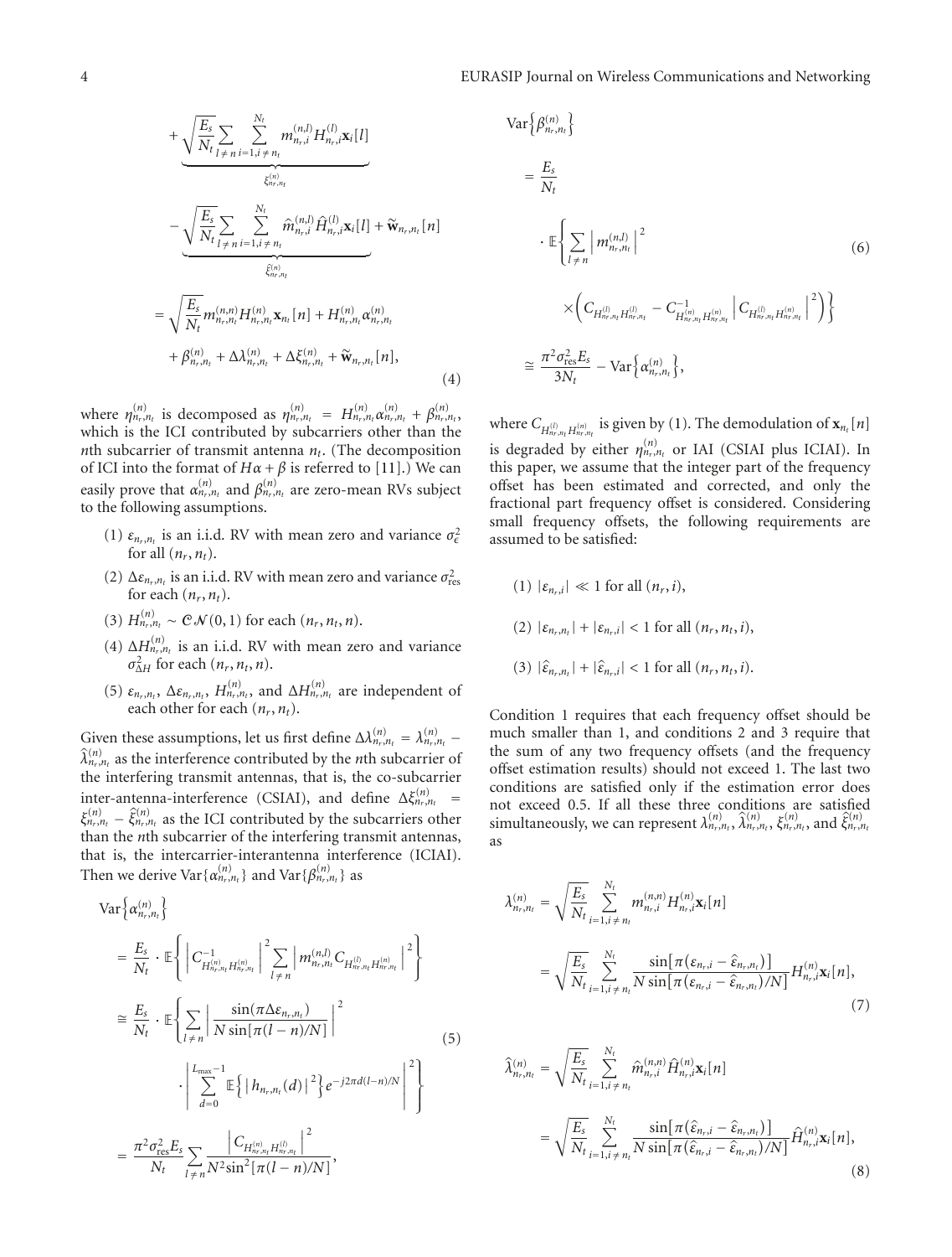$$
+ \underbrace{\sqrt{\frac{E_s}{N_t}} \sum_{l \neq n} \sum_{i=1, i \neq n_t}^{N_t} m_{n_r,i}^{(n,l)} H_{n_r,i}^{(l)} \mathbf{x}_i[l]}_{\xi_{n_r,n_t}^{(n)}}
$$

$$
- \underbrace{\sqrt{\frac{E_s}{N_t}} \sum_{l \neq n} \sum_{i=1, i \neq n_t}^{N_t} \hat{m}_{n_r,i}^{(n,l)} \hat{H}_{n_r,i}^{(l)} \mathbf{x}_i[l]}_{\hat{\xi}_{n_r,n_t}^{(n)}} + \widetilde{\mathbf{w}}_{n_r,n_t}[n]
$$

$$
\begin{aligned}
&= \sqrt{\frac{E_s}{N_t}} m_{n_r,n_t}^{(n,n)} H_{n_r,n_t}^{(n)} \mathbf{x}_{n_t}[n] + H_{n_r,n_t}^{(n)} \alpha_{n_r,n_t}^{(n)} \\
&\quad + \beta_{n_r,n_t}^{(n)} + \Delta\lambda_{n_r,n_t}^{(n)} + \Delta\xi_{n_r,n_t}^{(n)} + \widetilde{\mathbf{w}}_{n_r,n_t}[n],
\end{aligned} \tag{4}
$$

where $\eta_{n_r,n_t}^{(n)}$ is decomposed as $\eta_{n_r,n_t}^{(n)} = H_{n_r,n_t}^{(n)} \alpha_{n_r,n_t}^{(n)} + \beta_{n_r,n_t}^{(n)}$, which is the ICI contributed by subcarriers other than the $n$th subcarrier of transmit antenna $n_t$. (The decomposition of ICI into the format of $H\alpha + \beta$ is referred to [11].) We can easily prove that $\alpha_{n_r,n_t}^{(n)}$ and $\beta_{n_r,n_t}^{(n)}$ are zero-mean RVs subject to the following assumptions.

(1) $\varepsilon_{n_r,n_t}$ is an i.i.d. RV with mean zero and variance $\sigma_\varepsilon^2$ for all $(n_r, n_t)$.

(2) $\Delta\varepsilon_{n_r,n_t}$ is an i.i.d. RV with mean zero and variance $\sigma_{\text{res}}^2$ for each $(n_r, n_t)$.

(3) $H_{n_r,n_t}^{(n)} \sim \mathcal{CN}(0, 1)$ for each $(n_r, n_t, n)$.

(4) $\Delta H_{n_r,n_t}^{(n)}$ is an i.i.d. RV with mean zero and variance $\sigma_{\Delta H}^2$ for each $(n_r, n_t, n)$.

(5) $\varepsilon_{n_r,n_t}$, $\Delta\varepsilon_{n_r,n_t}$, $H_{n_r,n_t}^{(n)}$, and $\Delta H_{n_r,n_t}^{(n)}$ are independent of each other for each $(n_r, n_t)$.

Given these assumptions, let us first define $\Delta\lambda_{n_r,n_t}^{(n)} = \lambda_{n_r,n_t}^{(n)} - \hat{\lambda}_{n_r,n_t}^{(n)}$ as the interference contributed by the $n$th subcarrier of the interfering transmit antennas, that is, the co-subcarrier inter-antenna-interference (CSIAI), and define $\Delta\xi_{n_r,n_t}^{(n)} = \xi_{n_r,n_t}^{(n)} - \hat{\xi}_{n_r,n_t}^{(n)}$ as the ICI contributed by the subcarriers other than the $n$th subcarrier of the interfering transmit antennas, that is, the intercarrier-interantenna interference (ICIAI). Then we derive $\text{Var}\{\alpha_{n_r,n_t}^{(n)}\}$ and $\text{Var}\{\beta_{n_r,n_t}^{(n)}\}$ as

$$
\begin{aligned}
&\text{Var}\left\{\alpha_{n_r,n_t}^{(n)}\right\} \\
&= \frac{E_s}{N_t} \cdot \mathbb{E}\left\{ \left| C_{H_{n_r,n_t}^{(n)} H_{n_r,n_t}^{(n)}}^{-1} \right|^2 \sum_{l \neq n} \left| m_{n_r,n_t}^{(n,l)} C_{H_{n_r,n_t}^{(l)} H_{n_r,n_t}^{(n)}} \right|^2 \right\} \\
&\cong \frac{E_s}{N_t} \cdot \mathbb{E}\left\{ \sum_{l \neq n} \left| \frac{\sin(\pi \Delta\varepsilon_{n_r,n_t})}{N \sin[\pi(l-n)/N]} \right|^2 \right. \\
&\qquad \left. \cdot \left| \sum_{d=0}^{L_{\max}-1} \mathbb{E}\left\{ |h_{n_r,n_t}(d)|^2 \right\} e^{-j2\pi d(l-n)/N} \right|^2 \right\} \\
&= \frac{\pi^2 \sigma_{\text{res}}^2 E_s}{N_t} \sum_{l \neq n} \frac{\left| C_{H_{n_r,n_t}^{(n)} H_{n_r,n_t}^{(l)}} \right|^2}{N^2 \sin^2[\pi(l-n)/N]},
\end{aligned} \tag{5}
$$

$$
\begin{aligned}
&\text{Var}\left\{\beta_{n_r,n_t}^{(n)}\right\} \\
&= \frac{E_s}{N_t} \\
&\quad \cdot \mathbb{E}\left\{ \sum_{l \neq n} \left| m_{n_r,n_t}^{(n,l)} \right|^2 \right. \\
&\qquad \left. \times \left( C_{H_{n_r,n_t}^{(l)} H_{n_r,n_t}^{(l)}} - C_{H_{n_r,n_t}^{(n)} H_{n_r,n_t}^{(n)}}^{-1} \left| C_{H_{n_r,n_t}^{(l)} H_{n_r,n_t}^{(n)}} \right|^2 \right) \right\} \\
&\cong \frac{\pi^2 \sigma_{\text{res}}^2 E_s}{3N_t} - \text{Var}\left\{\alpha_{n_r,n_t}^{(n)}\right\},
\end{aligned} \tag{6}
$$

where $C_{H_{n_r,n_t}^{(l)} H_{n_r,n_t}^{(n)}}$ is given by (1). The demodulation of $\mathbf{x}_{n_t}[n]$ is degraded by either $\eta_{n_r,n_t}^{(n)}$ or IAI (CSIAI plus ICIAI). In this paper, we assume that the integer part of the frequency offset has been estimated and corrected, and only the fractional part frequency offset is considered. Considering small frequency offsets, the following requirements are assumed to be satisfied:

(1) $|\varepsilon_{n_r,i}| \ll 1$ for all $(n_r, i)$,

(2) $|\varepsilon_{n_r,n_t}| + |\varepsilon_{n_r,i}| < 1$ for all $(n_r, n_t, i)$,

(3) $|\hat{\varepsilon}_{n_r,n_t}| + |\hat{\varepsilon}_{n_r,i}| < 1$ for all $(n_r, n_t, i)$.

Condition 1 requires that each frequency offset should be much smaller than 1, and conditions 2 and 3 require that the sum of any two frequency offsets (and the frequency offset estimation results) should not exceed 1. The last two conditions are satisfied only if the estimation error does not exceed 0.5. If all these three conditions are satisfied simultaneously, we can represent $\lambda_{n_r,n_t}^{(n)}$, $\hat{\lambda}_{n_r,n_t}^{(n)}$, $\xi_{n_r,n_t}^{(n)}$, and $\hat{\xi}_{n_r,n_t}^{(n)}$ as

$$
\begin{aligned}
\lambda_{n_r,n_t}^{(n)} &= \sqrt{\frac{E_s}{N_t}} \sum_{i=1, i \neq n_t}^{N_t} m_{n_r,i}^{(n,n)} H_{n_r,i}^{(n)} \mathbf{x}_i[n] \\
&= \sqrt{\frac{E_s}{N_t}} \sum_{i=1, i \neq n_t}^{N_t} \frac{\sin[\pi(\varepsilon_{n_r,i} - \hat{\varepsilon}_{n_r,n_t})]}{N \sin[\pi(\varepsilon_{n_r,i} - \hat{\varepsilon}_{n_r,n_t})/N]} H_{n_r,i}^{(n)} \mathbf{x}_i[n],
\end{aligned} \tag{7}
$$

$$
\begin{aligned}
\hat{\lambda}_{n_r,n_t}^{(n)} &= \sqrt{\frac{E_s}{N_t}} \sum_{i=1, i \neq n_t}^{N_t} \hat{m}_{n_r,i}^{(n,n)} \hat{H}_{n_r,i}^{(n)} \mathbf{x}_i[n] \\
&= \sqrt{\frac{E_s}{N_t}} \sum_{i=1, i \neq n_t}^{N_t} \frac{\sin[\pi(\hat{\varepsilon}_{n_r,i} - \hat{\varepsilon}_{n_r,n_t})]}{N \sin[\pi(\hat{\varepsilon}_{n_r,i} - \hat{\varepsilon}_{n_r,n_t})/N]} \hat{H}_{n_r,i}^{(n)} \mathbf{x}_i[n],
\end{aligned} \tag{8}
$$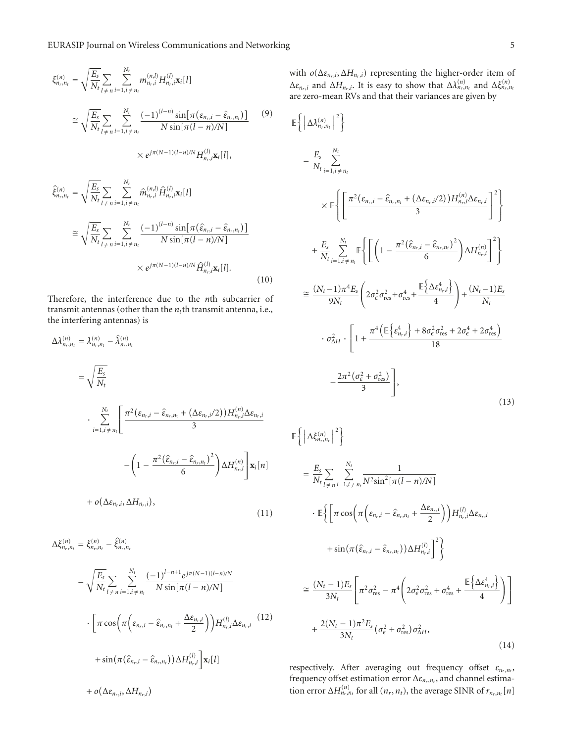$$\xi_{n_r,n_t}^{(n)} = \sqrt{\frac{E_s}{N_t}} \sum_{l \neq n} \sum_{i=1, i \neq n_t}^{N_t} m_{n_r,i}^{(n,l)} H_{n_r,i}^{(l)} \mathbf{x}_i[l]$$

$$\cong \sqrt{\frac{E_s}{N_t}} \sum_{l \neq n} \sum_{i=1, i \neq n_t}^{N_t} \frac{(-1)^{(l-n)} \sin[\pi(\varepsilon_{n_r,i} - \hat{\varepsilon}_{n_r,n_t})]}{N \sin[\pi(l-n)/N]} \times e^{j\pi(N-1)(l-n)/N} H_{n_r,i}^{(l)} \mathbf{x}_i[l], \tag{9}$$

$$\hat{\xi}_{n_r,n_t}^{(n)} = \sqrt{\frac{E_s}{N_t}} \sum_{l \neq n} \sum_{i=1, i \neq n_t}^{N_t} \hat{m}_{n_r,i}^{(n,l)} \hat{H}_{n_r,i}^{(l)} \mathbf{x}_i[l]$$

$$\cong \sqrt{\frac{E_s}{N_t}} \sum_{l \neq n} \sum_{i=1, i \neq n_t}^{N_t} \frac{(-1)^{(l-n)} \sin[\pi(\hat{\varepsilon}_{n_r,i} - \hat{\varepsilon}_{n_r,n_t})]}{N \sin[\pi(l-n)/N]} \times e^{j\pi(N-1)(l-n)/N} \hat{H}_{n_r,i}^{(l)} \mathbf{x}_i[l]. \tag{10}$$

Therefore, the interference due to the $n$th subcarrier of transmit antennas (other than the $n_t$th transmit antenna, i.e., the interfering antennas) is

$$\Delta\lambda_{n_r,n_t}^{(n)} = \lambda_{n_r,n_t}^{(n)} - \hat{\lambda}_{n_r,n_t}^{(n)}$$

$$= \sqrt{\frac{E_s}{N_t}} \cdot \sum_{i=1, i \neq n_t}^{N_t} \left[ \frac{\pi^2(\varepsilon_{n_r,i} - \hat{\varepsilon}_{n_r,n_t} + (\Delta\varepsilon_{n_r,i}/2)) H_{n_r,i}^{(n)} \Delta\varepsilon_{n_r,i}}{3} - \left(1 - \frac{\pi^2(\hat{\varepsilon}_{n_r,i} - \hat{\varepsilon}_{n_r,n_t})^2}{6}\right) \Delta H_{n_r,i}^{(n)} \right] \mathbf{x}_i[n]$$

$$+ o(\Delta\varepsilon_{n_r,i}, \Delta H_{n_r,i}), \tag{11}$$

$$\Delta\xi_{n_r,n_t}^{(n)} = \xi_{n_r,n_t}^{(n)} - \hat{\xi}_{n_r,n_t}^{(n)}$$

$$= \sqrt{\frac{E_s}{N_t}} \sum_{l \neq n} \sum_{i=1, i \neq n_t}^{N_t} \frac{(-1)^{l-n+1} e^{j\pi(N-1)(l-n)/N}}{N \sin[\pi(l-n)/N]} \cdot \left[ \pi \cos\left(\pi\left(\varepsilon_{n_r,i} - \hat{\varepsilon}_{n_r,n_t} + \frac{\Delta\varepsilon_{n_r,i}}{2}\right)\right) H_{n_r,i}^{(l)} \Delta\varepsilon_{n_r,i} + \sin(\pi(\hat{\varepsilon}_{n_r,i} - \hat{\varepsilon}_{n_r,n_t})) \Delta H_{n_r,i}^{(l)} \right] \mathbf{x}_i[l] \tag{12}$$

$$+ o(\Delta\varepsilon_{n_r,i}, \Delta H_{n_r,i})$$

with $o(\Delta\varepsilon_{n_r,i}, \Delta H_{n_r,i})$ representing the higher-order item of $\Delta\varepsilon_{n_r,i}$ and $\Delta H_{n_r,i}$. It is easy to show that $\Delta\lambda_{n_r,n_t}^{(n)}$ and $\Delta\xi_{n_r,n_t}^{(n)}$ are zero-mean RVs and that their variances are given by

$$\mathbb{E}\left\{ \left| \Delta\lambda_{n_r,n_t}^{(n)} \right|^2 \right\}$$

$$= \frac{E_s}{N_t} \sum_{i=1, i \neq n_t}^{N_t} \times \mathbb{E}\left\{ \left[ \frac{\pi^2(\varepsilon_{n_r,i} - \hat{\varepsilon}_{n_r,n_t} + (\Delta\varepsilon_{n_r,i}/2)) H_{n_r,i}^{(n)} \Delta\varepsilon_{n_r,i}}{3} \right]^2 \right\}$$

$$+ \frac{E_s}{N_t} \sum_{i=1, i \neq n_t}^{N_t} \mathbb{E}\left\{ \left[ \left(1 - \frac{\pi^2(\hat{\varepsilon}_{n_r,i} - \hat{\varepsilon}_{n_r,n_t})^2}{6}\right) \Delta H_{n_r,i}^{(n)} \right]^2 \right\}$$

$$\cong \frac{(N_t - 1)\pi^4 E_s}{9N_t} \left( 2\sigma_\epsilon^2 \sigma_{\text{res}}^2 + \sigma_{\text{res}}^4 + \frac{\mathbb{E}\left\{\Delta\varepsilon_{n_r,i}^4\right\}}{4} \right) + \frac{(N_t - 1)E_s}{N_t} \cdot \sigma_{\Delta H}^2 \cdot \left[ 1 + \frac{\pi^4\left(\mathbb{E}\left\{\varepsilon_{n_r,i}^4\right\} + 8\sigma_\epsilon^2\sigma_{\text{res}}^2 + 2\sigma_\epsilon^4 + 2\sigma_{\text{res}}^4\right)}{18} - \frac{2\pi^2(\sigma_\epsilon^2 + \sigma_{\text{res}}^2)}{3} \right], \tag{13}$$

$$\mathbb{E}\left\{ \left| \Delta\xi_{n_r,n_t}^{(n)} \right|^2 \right\}$$

$$= \frac{E_s}{N_t} \sum_{l \neq n} \sum_{i=1, i \neq n_t}^{N_t} \frac{1}{N^2 \sin^2[\pi(l-n)/N]} \cdot \mathbb{E}\left\{ \left[ \pi \cos\left(\pi\left(\varepsilon_{n_r,i} - \hat{\varepsilon}_{n_r,n_t} + \frac{\Delta\varepsilon_{n_r,i}}{2}\right)\right) H_{n_r,i}^{(l)} \Delta\varepsilon_{n_r,i} + \sin(\pi(\hat{\varepsilon}_{n_r,i} - \hat{\varepsilon}_{n_r,n_t})) \Delta H_{n_r,i}^{(l)} \right]^2 \right\}$$

$$\cong \frac{(N_t - 1)E_s}{3N_t} \left[ \pi^2 \sigma_{\text{res}}^2 - \pi^4 \left( 2\sigma_\epsilon^2 \sigma_{\text{res}}^2 + \sigma_{\text{res}}^4 + \frac{\mathbb{E}\left\{\Delta\varepsilon_{n_r,i}^4\right\}}{4} \right) \right] + \frac{2(N_t - 1)\pi^2 E_s}{3N_t} (\sigma_\epsilon^2 + \sigma_{\text{res}}^2) \sigma_{\Delta H}^2, \tag{14}$$

respectively. After averaging out frequency offset $\varepsilon_{n_r,n_t}$, frequency offset estimation error $\Delta\varepsilon_{n_r,n_t}$, and channel estimation error $\Delta H_{n_r,n_t}^{(n)}$ for all $(n_r, n_t)$, the average SINR of $r_{n_r,n_t}[n]$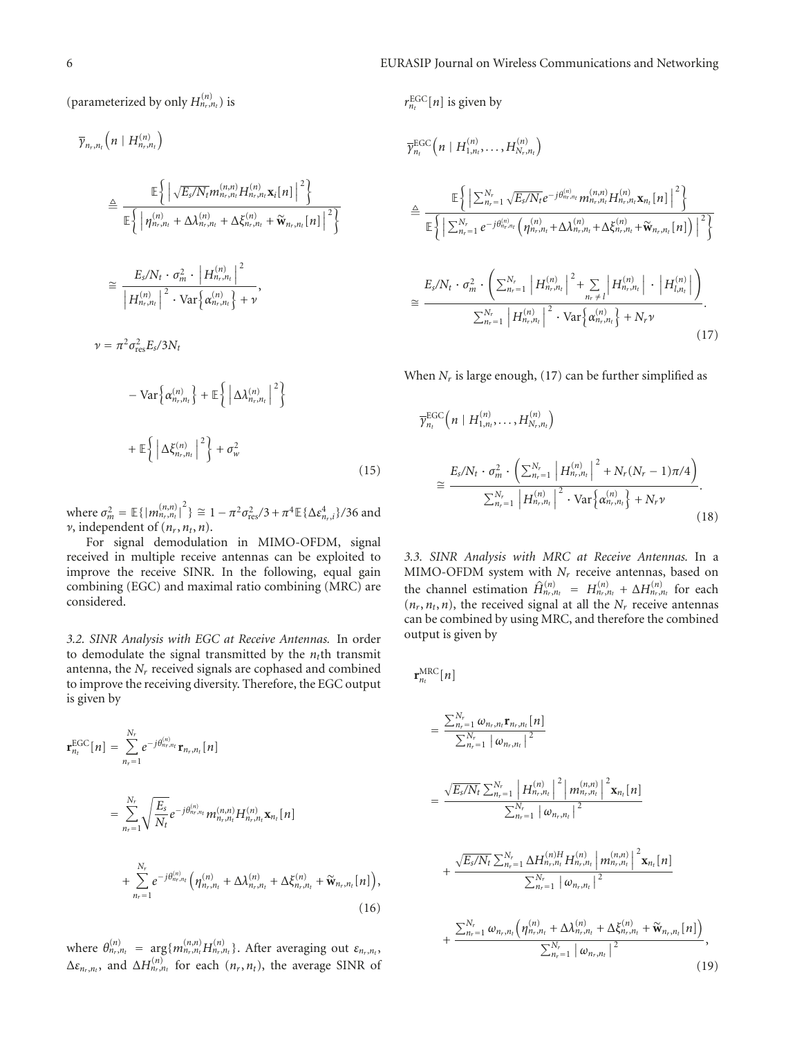(parameterized by only $H^{(n)}_{n_r,n_t}$) is

$$
\begin{aligned}
\overline{\gamma}_{n_r,n_t}\left(n \mid H^{(n)}_{n_r,n_t}\right)
&\triangleq \frac{\mathbb{E}\left\{\left|\sqrt{E_s/N_t}\, m^{(n,n)}_{n_r,n_t} H^{(n)}_{n_r,n_t} \mathbf{x}_i[n]\right|^2\right\}}{\mathbb{E}\left\{\left|\eta^{(n)}_{n_r,n_t} + \Delta\lambda^{(n)}_{n_r,n_t} + \Delta\xi^{(n)}_{n_r,n_t} + \widetilde{\mathbf{w}}_{n_r,n_t}[n]\right|^2\right\}} \\
&\cong \frac{E_s/N_t \cdot \sigma_m^2 \cdot \left|H^{(n)}_{n_r,n_t}\right|^2}{\left|H^{(n)}_{n_r,n_t}\right|^2 \cdot \operatorname{Var}\left\{\alpha^{(n)}_{n_r,n_t}\right\} + \nu}, \\
\nu = \pi^2 \sigma_{\text{res}}^2 E_s / 3N_t
&- \operatorname{Var}\left\{\alpha^{(n)}_{n_r,n_t}\right\} + \mathbb{E}\left\{\left|\Delta\lambda^{(n)}_{n_r,n_t}\right|^2\right\} \\
&+ \mathbb{E}\left\{\left|\Delta\xi^{(n)}_{n_r,n_t}\right|^2\right\} + \sigma_w^2
\end{aligned}
\tag{15}
$$

where $\sigma_m^2 = \mathbb{E}\{|m^{(n,n)}_{n_r,n_t}|^2\} \cong 1 - \pi^2\sigma_{\text{res}}^2/3 + \pi^4 \mathbb{E}\{\Delta\varepsilon^4_{n_r,i}\}/36$ and $\nu$, independent of $(n_r, n_t, n)$.

For signal demodulation in MIMO-OFDM, signal received in multiple receive antennas can be exploited to improve the receive SINR. In the following, equal gain combining (EGC) and maximal ratio combining (MRC) are considered.

*3.2. SINR Analysis with EGC at Receive Antennas.* In order to demodulate the signal transmitted by the $n_t$th transmit antenna, the $N_r$ received signals are cophased and combined to improve the receiving diversity. Therefore, the EGC output is given by

$$
\begin{aligned}
\mathbf{r}^{\text{EGC}}_{n_t}[n] &= \sum_{n_r=1}^{N_r} e^{-j\theta^{(n)}_{n_r,n_t}} \mathbf{r}_{n_r,n_t}[n] \\
&= \sum_{n_r=1}^{N_r} \sqrt{\frac{E_s}{N_t}} e^{-j\theta^{(n)}_{n_r,n_t}} m^{(n,n)}_{n_r,n_t} H^{(n)}_{n_r,n_t} \mathbf{x}_{n_t}[n] \\
&\quad + \sum_{n_r=1}^{N_r} e^{-j\theta^{(n)}_{n_r,n_t}} \left(\eta^{(n)}_{n_r,n_t} + \Delta\lambda^{(n)}_{n_r,n_t} + \Delta\xi^{(n)}_{n_r,n_t} + \widetilde{\mathbf{w}}_{n_r,n_t}[n]\right),
\end{aligned}
\tag{16}
$$

where $\theta^{(n)}_{n_r,n_t} = \arg\{m^{(n,n)}_{n_r,n_t} H^{(n)}_{n_r,n_t}\}$. After averaging out $\varepsilon_{n_r,n_t}$, $\Delta\varepsilon_{n_r,n_t}$, and $\Delta H^{(n)}_{n_r,n_t}$ for each $(n_r, n_t)$, the average SINR of $r^{\text{EGC}}_{n_t}[n]$ is given by

$$
\begin{aligned}
\overline{\gamma}^{\text{EGC}}_{n_t}\left(n \mid H^{(n)}_{1,n_t}, \ldots, H^{(n)}_{N_r,n_t}\right)
&\triangleq \frac{\mathbb{E}\left\{\left|\sum_{n_r=1}^{N_r} \sqrt{E_s/N_t}\, e^{-j\theta^{(n)}_{n_r,n_t}} m^{(n,n)}_{n_r,n_t} H^{(n)}_{n_r,n_t} \mathbf{x}_{n_t}[n]\right|^2\right\}}{\mathbb{E}\left\{\left|\sum_{n_r=1}^{N_r} e^{-j\theta^{(n)}_{n_r,n_t}}\left(\eta^{(n)}_{n_r,n_t} + \Delta\lambda^{(n)}_{n_r,n_t} + \Delta\xi^{(n)}_{n_r,n_t} + \widetilde{\mathbf{w}}_{n_r,n_t}[n]\right)\right|^2\right\}} \\
&\cong \frac{E_s/N_t \cdot \sigma_m^2 \cdot \left(\sum_{n_r=1}^{N_r}\left|H^{(n)}_{n_r,n_t}\right|^2 + \sum_{n_r \neq l}\left|H^{(n)}_{n_r,n_t}\right| \cdot \left|H^{(n)}_{l,n_t}\right|\right)}{\sum_{n_r=1}^{N_r}\left|H^{(n)}_{n_r,n_t}\right|^2 \cdot \operatorname{Var}\left\{\alpha^{(n)}_{n_r,n_t}\right\} + N_r \nu}.
\end{aligned}
\tag{17}
$$

When $N_r$ is large enough, (17) can be further simplified as

$$
\overline{\gamma}^{\text{EGC}}_{n_t}\left(n \mid H^{(n)}_{1,n_t}, \ldots, H^{(n)}_{N_r,n_t}\right)
\cong \frac{E_s/N_t \cdot \sigma_m^2 \cdot \left(\sum_{n_r=1}^{N_r}\left|H^{(n)}_{n_r,n_t}\right|^2 + N_r(N_r-1)\pi/4\right)}{\sum_{n_r=1}^{N_r}\left|H^{(n)}_{n_r,n_t}\right|^2 \cdot \operatorname{Var}\left\{\alpha^{(n)}_{n_r,n_t}\right\} + N_r \nu}.
\tag{18}
$$

*3.3. SINR Analysis with MRC at Receive Antennas.* In a MIMO-OFDM system with $N_r$ receive antennas, based on the channel estimation $\hat{H}^{(n)}_{n_r,n_t} = H^{(n)}_{n_r,n_t} + \Delta H^{(n)}_{n_r,n_t}$ for each $(n_r, n_t, n)$, the received signal at all the $N_r$ receive antennas can be combined by using MRC, and therefore the combined output is given by

$$
\begin{aligned}
\mathbf{r}^{\text{MRC}}_{n_t}[n]
&= \frac{\sum_{n_r=1}^{N_r} \omega_{n_r,n_t} \mathbf{r}_{n_r,n_t}[n]}{\sum_{n_r=1}^{N_r}\left|\omega_{n_r,n_t}\right|^2} \\
&= \frac{\sqrt{E_s/N_t} \sum_{n_r=1}^{N_r}\left|H^{(n)}_{n_r,n_t}\right|^2 \left|m^{(n,n)}_{n_r,n_t}\right|^2 \mathbf{x}_{n_t}[n]}{\sum_{n_r=1}^{N_r}\left|\omega_{n_r,n_t}\right|^2} \\
&\quad + \frac{\sqrt{E_s/N_t} \sum_{n_r=1}^{N_r} \Delta H^{(n)H}_{n_r,n_t} H^{(n)}_{n_r,n_t} \left|m^{(n,n)}_{n_r,n_t}\right|^2 \mathbf{x}_{n_t}[n]}{\sum_{n_r=1}^{N_r}\left|\omega_{n_r,n_t}\right|^2} \\
&\quad + \frac{\sum_{n_r=1}^{N_r} \omega_{n_r,n_t}\left(\eta^{(n)}_{n_r,n_t} + \Delta\lambda^{(n)}_{n_r,n_t} + \Delta\xi^{(n)}_{n_r,n_t} + \widetilde{\mathbf{w}}_{n_r,n_t}[n]\right)}{\sum_{n_r=1}^{N_r}\left|\omega_{n_r,n_t}\right|^2},
\end{aligned}
\tag{19}
$$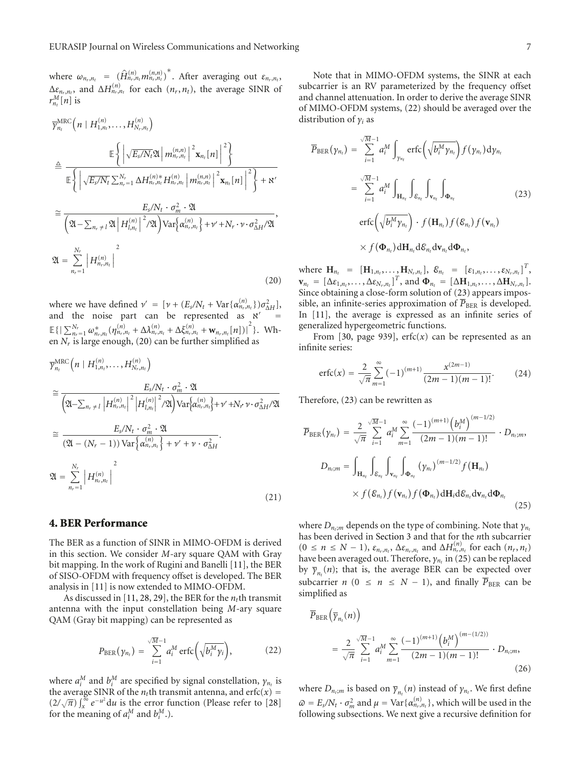where $\omega_{n_r,n_t} = (\hat{H}^{(n)}_{n_r,n_t} m^{(n,n)}_{n_r,n_t})^*$. After averaging out $\varepsilon_{n_r,n_t}$, $\Delta\varepsilon_{n_r,n_t}$, and $\Delta H^{(n)}_{n_r,n_t}$ for each $(n_r, n_t)$, the average SINR of $r^M_{n_t}[n]$ is

$$
\begin{aligned}
&\overline{\gamma}^{\text{MRC}}_{n_t}\left(n \mid H^{(n)}_{1,n_t},\ldots,H^{(n)}_{N_r,n_t}\right) \\
&\triangleq \frac{\mathbb{E}\left\{\left|\sqrt{E_s/N_t}\mathfrak{A}\left|m^{(n,n)}_{n_r,n_t}\right|^2\mathbf{x}_{n_t}[n]\right|^2\right\}}{\mathbb{E}\left\{\left|\sqrt{E_s/N_t}\sum_{n_r=1}^{N_r}\Delta H^{(n)*}_{n_r,n_t}H^{(n)}_{n_r,n_t}\left|m^{(n,n)}_{n_r,n_t}\right|^2\mathbf{x}_{n_t}[n]\right|^2\right\}+\aleph'} \\
&\cong \frac{E_s/N_t\cdot\sigma_m^2\cdot\mathfrak{A}}{\left(\mathfrak{A}-\sum_{n_r\neq l}\mathfrak{A}\left|H^{(n)}_{l,n_t}\right|^2/\mathfrak{A}\right)\text{Var}\left\{\alpha^{(n)}_{n_r,n_t}\right\}+\nu'+N_r\cdot\nu\cdot\sigma^2_{\Delta H}/\mathfrak{A}}, \\
&\mathfrak{A} = \sum_{n_r=1}^{N_r}\left|H^{(n)}_{n_r,n_t}\right|^2
\end{aligned}
\tag{20}
$$

where we have defined $\nu' = [\nu + (E_s/N_t + \text{Var}\{\alpha^{(n)}_{n_r,n_t}\})\sigma^2_{\Delta H}]$, and the noise part can be represented as $\aleph' = \mathbb{E}\{|\sum_{n_r=1}^{N_r}\omega^*_{n_r,n_t}(\eta^{(n)}_{n_r,n_t} + \Delta\lambda^{(n)}_{n_r,n_t} + \Delta\xi^{(n)}_{n_r,n_t} + \mathbf{w}_{n_r,n_t}[n])|^2\}$. When $N_r$ is large enough, (20) can be further simplified as

$$
\begin{aligned}
&\overline{\gamma}^{\text{MRC}}_{n_t}\left(n \mid H^{(n)}_{1,n_t},\ldots,H^{(n)}_{N_r,n_t}\right) \\
&\cong \frac{E_s/N_t\cdot\sigma_m^2\cdot\mathfrak{A}}{\left(\mathfrak{A}-\sum_{n_r\neq l}\left|H^{(n)}_{n_r,n_t}\right|^2\left|H^{(n)}_{l,n_t}\right|^2/\mathfrak{A}\right)\text{Var}\left\{\alpha^{(n)}_{n_r,n_t}\right\}+\nu'+N_r\,\nu\cdot\sigma^2_{\Delta H}/\mathfrak{A}} \\
&\cong \frac{E_s/N_t\cdot\sigma_m^2\cdot\mathfrak{A}}{\left(\mathfrak{A}-(N_r-1)\right)\text{Var}\left\{\alpha^{(n)}_{n_r,n_t}\right\}+\nu'+\nu\cdot\sigma^2_{\Delta H}}. \\
&\mathfrak{A} = \sum_{n_r=1}^{N_r}\left|H^{(n)}_{n_r,n_t}\right|^2
\end{aligned}
\tag{21}
$$

## 4. BER Performance

The BER as a function of SINR in MIMO-OFDM is derived in this section. We consider $M$-ary square QAM with Gray bit mapping. In the work of Rugini and Banelli [11], the BER of SISO-OFDM with frequency offset is developed. The BER analysis in [11] is now extended to MIMO-OFDM.

As discussed in [11, 28, 29], the BER for the $n_t$th transmit antenna with the input constellation being $M$-ary square QAM (Gray bit mapping) can be represented as

$$
P_{\text{BER}}(\gamma_{n_t}) = \sum_{i=1}^{\sqrt{M}-1} a^M_i \,\text{erfc}\left(\sqrt{b^M_i\gamma_i}\right), \tag{22}
$$

where $a^M_i$ and $b^M_i$ are specified by signal constellation, $\gamma_{n_t}$ is the average SINR of the $n_t$th transmit antenna, and $\text{erfc}(x) = (2/\sqrt{\pi})\int_x^\infty e^{-u^2}du$ is the error function (Please refer to [28] for the meaning of $a^M_i$ and $b^M_i$.).

Note that in MIMO-OFDM systems, the SINR at each subcarrier is an RV parameterized by the frequency offset and channel attenuation. In order to derive the average SINR of MIMO-OFDM systems, (22) should be averaged over the distribution of $\gamma_i$ as

$$
\begin{aligned}
\overline{P}_{\text{BER}}(\gamma_{n_t}) &= \sum_{i=1}^{\sqrt{M}-1} a^M_i \int_{\gamma_{n_t}} \text{erfc}\left(\sqrt{b^M_i\gamma_{n_t}}\right) f(\gamma_{n_t})\,d\gamma_{n_t} \\
&= \sum_{i=1}^{\sqrt{M}-1} a^M_i \int_{\mathbf{H}_{n_t}}\int_{\mathcal{E}_{n_t}}\int_{\mathbf{v}_{n_t}}\int_{\mathbf{\Phi}_{n_t}} \\
&\quad \text{erfc}\left(\sqrt{b^M_i\gamma_{n_t}}\right)\cdot f(\mathbf{H}_{n_t})f(\mathcal{E}_{n_t})f(\mathbf{v}_{n_t}) \\
&\quad \times f(\mathbf{\Phi}_{n_t})\,d\mathbf{H}_{n_t}d\mathcal{E}_{n_t}d\mathbf{v}_{n_t}d\mathbf{\Phi}_{n_t},
\end{aligned}
\tag{23}
$$

where $\mathbf{H}_{n_t} = [\mathbf{H}_{1,n_t},\ldots,\mathbf{H}_{N_r,n_t}]$, $\mathcal{E}_{n_t} = [\varepsilon_{1,n_t},\ldots,\varepsilon_{N_r,n_t}]^T$, $\mathbf{v}_{n_t} = [\Delta\varepsilon_{1,n_t},\ldots,\Delta\varepsilon_{N_r,n_t}]^T$, and $\mathbf{\Phi}_{n_t} = [\Delta\mathbf{H}_{1,n_t},\ldots,\Delta\mathbf{H}_{N_r,n_t}]$. Since obtaining a close-form solution of (23) appears impossible, an infinite-series approximation of $\overline{P}_{\text{BER}}$ is developed. In [11], the average is expressed as an infinite series of generalized hypergeometric functions.

From [30, page 939], $\text{erfc}(x)$ can be represented as an infinite series:

$$
\text{erfc}(x) = \frac{2}{\sqrt{\pi}}\sum_{m=1}^{\infty}(-1)^{(m+1)}\frac{x^{(2m-1)}}{(2m-1)(m-1)!}. \tag{24}
$$

Therefore, (23) can be rewritten as

$$
\begin{aligned}
\overline{P}_{\text{BER}}(\gamma_{n_t}) &= \frac{2}{\sqrt{\pi}}\sum_{i=1}^{\sqrt{M}-1} a^M_i \sum_{m=1}^{\infty}\frac{(-1)^{(m+1)}\left(b^M_i\right)^{(m-1/2)}}{(2m-1)(m-1)!}\cdot D_{n_t;m}, \\
D_{n_t;m} &= \int_{\mathbf{H}_{n_t}}\int_{\mathcal{E}_{n_t}}\int_{\mathbf{v}_{n_t}}\int_{\mathbf{\Phi}_{n_t}} (\gamma_{n_t})^{(m-1/2)} f(\mathbf{H}_{n_t}) \\
&\quad \times f(\mathcal{E}_{n_t})f(\mathbf{v}_{n_t})f(\mathbf{\Phi}_{n_t})\,d\mathbf{H}_i d\mathcal{E}_{n_t}d\mathbf{v}_{n_t}d\mathbf{\Phi}_{n_t}
\end{aligned}
\tag{25}
$$

where $D_{n_t;m}$ depends on the type of combining. Note that $\gamma_{n_t}$ has been derived in Section 3 and that for the $n$th subcarrier $(0 \leq n \leq N-1)$, $\varepsilon_{n_r,n_t}$, $\Delta\varepsilon_{n_r,n_t}$ and $\Delta H^{(n)}_{n_r,n_t}$ for each $(n_r, n_t)$ have been averaged out. Therefore, $\gamma_{n_t}$ in (25) can be replaced by $\overline{\gamma}_{n_t}(n)$; that is, the average BER can be expected over subcarrier $n$ $(0 \leq n \leq N-1)$, and finally $\overline{P}_{\text{BER}}$ can be simplified as

$$
\begin{aligned}
&\overline{P}_{\text{BER}}\left(\overline{\gamma}_{n_t}(n)\right) \\
&= \frac{2}{\sqrt{\pi}}\sum_{i=1}^{\sqrt{M}-1} a^M_i \sum_{m=1}^{\infty}\frac{(-1)^{(m+1)}\left(b^M_i\right)^{(m-(1/2))}}{(2m-1)(m-1)!}\cdot D_{n_t;m},
\end{aligned}
\tag{26}
$$

where $D_{n_t;m}$ is based on $\overline{\gamma}_{n_t}(n)$ instead of $\gamma_{n_t}$. We first define $\varpi = E_s/N_t\cdot\sigma_m^2$ and $\mu = \text{Var}\{\alpha^{(n)}_{n_r,n_t}\}$, which will be used in the following subsections. We next give a recursive definition for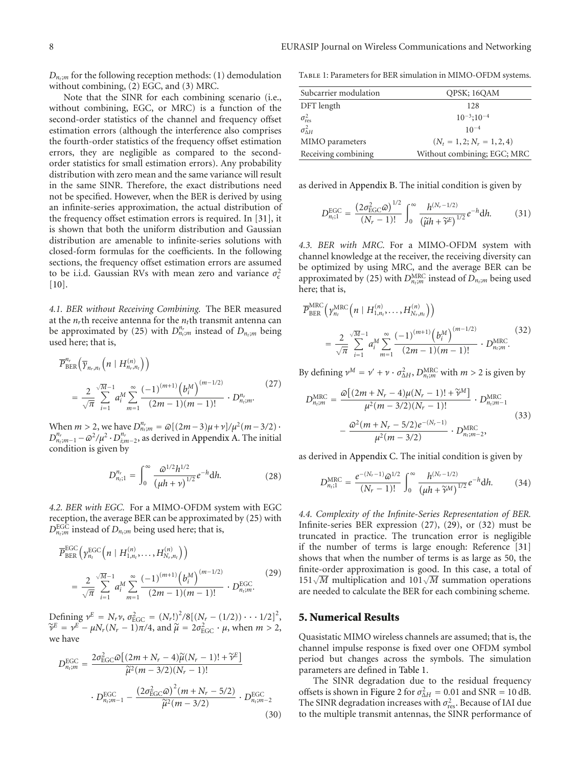$D_{n_t;m}$ for the following reception methods: (1) demodulation without combining, (2) EGC, and (3) MRC.

Note that the SINR for each combining scenario (i.e., without combining, EGC, or MRC) is a function of the second-order statistics of the channel and frequency offset estimation errors (although the interference also comprises the fourth-order statistics of the frequency offset estimation errors, they are negligible as compared to the second-order statistics for small estimation errors). Any probability distribution with zero mean and the same variance will result in the same SINR. Therefore, the exact distributions need not be specified. However, when the BER is derived by using an infinite-series approximation, the actual distribution of the frequency offset estimation errors is required. In [31], it is shown that both the uniform distribution and Gaussian distribution are amenable to infinite-series solutions with closed-form formulas for the coefficients. In the following sections, the frequency offset estimation errors are assumed to be i.i.d. Gaussian RVs with mean zero and variance $\sigma_\epsilon^2$ [10].

*4.1. BER without Receiving Combining.* The BER measured at the $n_r$th receive antenna for the $n_t$th transmit antenna can be approximated by (25) with $D_{n_t;m}^{n_r}$ instead of $D_{n_t;m}$ being used here; that is,

$$\overline{P}_{\text{BER}}^{n_r}\left(\overline{\gamma}_{n_r,n_t}\left(n \mid H_{n_r,n_t}^{(n)}\right)\right) = \frac{2}{\sqrt{\pi}} \sum_{i=1}^{\sqrt{M}-1} a_i^M \sum_{m=1}^{\infty} \frac{(-1)^{(m+1)}\left(b_i^M\right)^{(m-1/2)}}{(2m-1)(m-1)!} \cdot D_{n_t;m}^{n_r}. \tag{27}$$

When $m > 2$, we have $D_{n_t;m}^{n_r} = \varpi[(2m-3)\mu+\nu]/\mu^2(m-3/2) \cdot D_{n_t;m-1}^{n_r} - \varpi^2/\mu^2 \cdot D_{i;m-2}^{n_r}$, as derived in Appendix A. The initial condition is given by

$$D_{n_t;1}^{n_r} = \int_0^\infty \frac{\varpi^{1/2} h^{1/2}}{(\mu h + \nu)^{1/2}} e^{-h} \mathrm{d}h. \tag{28}$$

*4.2. BER with EGC.* For a MIMO-OFDM system with EGC reception, the average BER can be approximated by (25) with $D_{n_t;m}^{\text{EGC}}$ instead of $D_{n_t;m}$ being used here; that is,

$$\overline{P}_{\text{BER}}^{\text{EGC}}\left(\gamma_{n_t}^{\text{EGC}}\left(n \mid H_{1,n_t}^{(n)}, \dots, H_{N_r,n_t}^{(n)}\right)\right) = \frac{2}{\sqrt{\pi}} \sum_{i=1}^{\sqrt{M}-1} a_i^M \sum_{m=1}^{\infty} \frac{(-1)^{(m+1)}\left(b_i^M\right)^{(m-1/2)}}{(2m-1)(m-1)!} \cdot D_{n_t;m}^{\text{EGC}}. \tag{29}$$

Defining $\nu^E = N_r \nu$, $\sigma_{\text{EGC}}^2 = (N_r!)^2/8[(N_r - (1/2)) \cdots 1/2]^2$, $\widetilde{\nu}^E = \nu^E - \mu N_r(N_r-1)\pi/4$, and $\widetilde{\mu} = 2\sigma_{\text{EGC}}^2 \cdot \mu$, when $m > 2$, we have

$$D_{n_t;m}^{\text{EGC}} = \frac{2\sigma_{\text{EGC}}^2 \varpi\left[(2m+N_r-4)\widetilde{\mu}(N_r-1)! + \widetilde{\nu}^E\right]}{\widetilde{\mu}^2(m-3/2)(N_r-1)!} \cdot D_{n_t;m-1}^{\text{EGC}} - \frac{\left(2\sigma_{\text{EGC}}^2 \varpi\right)^2 (m+N_r-5/2)}{\widetilde{\mu}^2(m-3/2)} \cdot D_{n_t;m-2}^{\text{EGC}} \tag{30}$$

as derived in Appendix B. The initial condition is given by

$$D_{n_t;1}^{\text{EGC}} = \frac{\left(2\sigma_{\text{EGC}}^2 \varpi\right)^{1/2}}{(N_r-1)!} \int_0^\infty \frac{h^{(N_r-1/2)}}{\left(\widetilde{\mu}h + \widetilde{\nu}^E\right)^{1/2}} e^{-h} \mathrm{d}h. \tag{31}$$

*4.3. BER with MRC.* For a MIMO-OFDM system with channel knowledge at the receiver, the receiving diversity can be optimized by using MRC, and the average BER can be approximated by (25) with $D_{n_t;m}^{\text{MRC}}$ instead of $D_{n_t;m}$ being used here; that is,

$$\overline{P}_{\text{BER}}^{\text{MRC}}\left(\gamma_{n_t}^{\text{MRC}}\left(n \mid H_{1,n_t}^{(n)}, \dots, H_{N_r,n_t}^{(n)}\right)\right) = \frac{2}{\sqrt{\pi}} \sum_{i=1}^{\sqrt{M}-1} a_i^M \sum_{m=1}^{\infty} \frac{(-1)^{(m+1)}\left(b_i^M\right)^{(m-1/2)}}{(2m-1)(m-1)!} \cdot D_{n_t;m}^{\text{MRC}}. \tag{32}$$

By defining $\nu^M = \nu' + \nu \cdot \sigma_{\Delta H}^2$, $D_{n_t;m}^{\text{MRC}}$ with $m > 2$ is given by

$$D_{n_t;m}^{\text{MRC}} = \frac{\varpi\left[(2m+N_r-4)\mu(N_r-1)! + \widetilde{\nu}^M\right]}{\mu^2(m-3/2)(N_r-1)!} \cdot D_{n_t;m-1}^{\text{MRC}} - \frac{\varpi^2(m+N_r-5/2)e^{-(N_r-1)}}{\mu^2(m-3/2)} \cdot D_{n_t;m-2}^{\text{MRC}}, \tag{33}$$

as derived in Appendix C. The initial condition is given by

$$D_{n_t;1}^{\text{MRC}} = \frac{e^{-(N_r-1)}\varpi^{1/2}}{(N_r-1)!} \int_0^\infty \frac{h^{(N_r-1/2)}}{\left(\mu h + \widetilde{\nu}^M\right)^{1/2}} e^{-h} \mathrm{d}h. \tag{34}$$

*4.4. Complexity of the Infinite-Series Representation of BER.* Infinite-series BER expression (27), (29), or (32) must be truncated in practice. The truncation error is negligible if the number of terms is large enough: Reference [31] shows that when the number of terms is as large as 50, the finite-order approximation is good. In this case, a total of $151\sqrt{M}$ multiplication and $101\sqrt{M}$ summation operations are needed to calculate the BER for each combining scheme.

## 5. Numerical Results

Quasistatic MIMO wireless channels are assumed; that is, the channel impulse response is fixed over one OFDM symbol period but changes across the symbols. The simulation parameters are defined in Table 1.

Table 1: Parameters for BER simulation in MIMO-OFDM systems.

| Subcarrier modulation | QPSK; 16QAM |
|---|---|
| DFT length | 128 |
| $\sigma_{\text{res}}^2$ | $10^{-3}$;$10^{-4}$ |
| $\sigma_{\Delta H}^2$ | $10^{-4}$ |
| MIMO parameters | $(N_t = 1, 2; N_r = 1, 2, 4)$ |
| Receiving combining | Without combining; EGC; MRC |

The SINR degradation due to the residual frequency offsets is shown in Figure 2 for $\sigma_{\Delta H}^2 = 0.01$ and SNR = 10 dB. The SINR degradation increases with $\sigma_{\text{res}}^2$. Because of IAI due to the multiple transmit antennas, the SINR performance of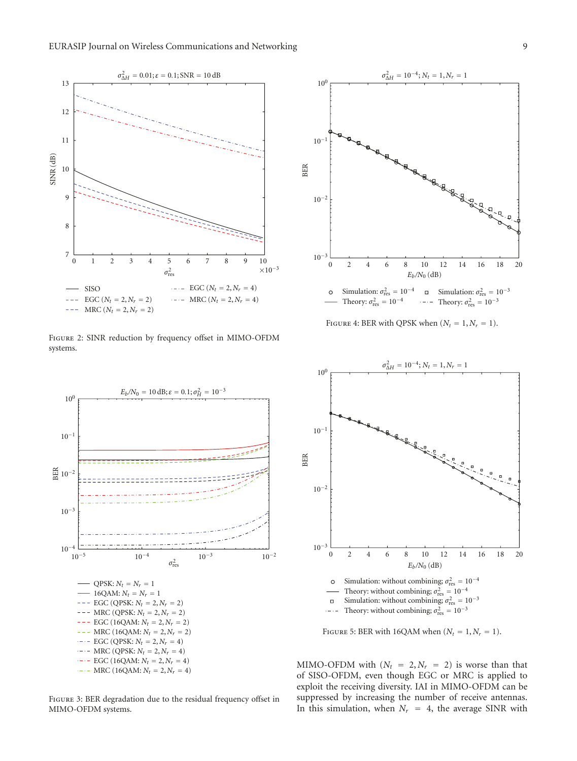Figure 2: SINR reduction by frequency offset in MIMO-OFDM systems.

Figure 3: BER degradation due to the residual frequency offset in MIMO-OFDM systems.

Figure 4: BER with QPSK when ($N_t = 1, N_r = 1$).

Figure 5: BER with 16QAM when ($N_t = 1, N_r = 1$).

MIMO-OFDM with ($N_t = 2, N_r = 2$) is worse than that of SISO-OFDM, even though EGC or MRC is applied to exploit the receiving diversity. IAI in MIMO-OFDM can be suppressed by increasing the number of receive antennas. In this simulation, when $N_r = 4$, the average SINR with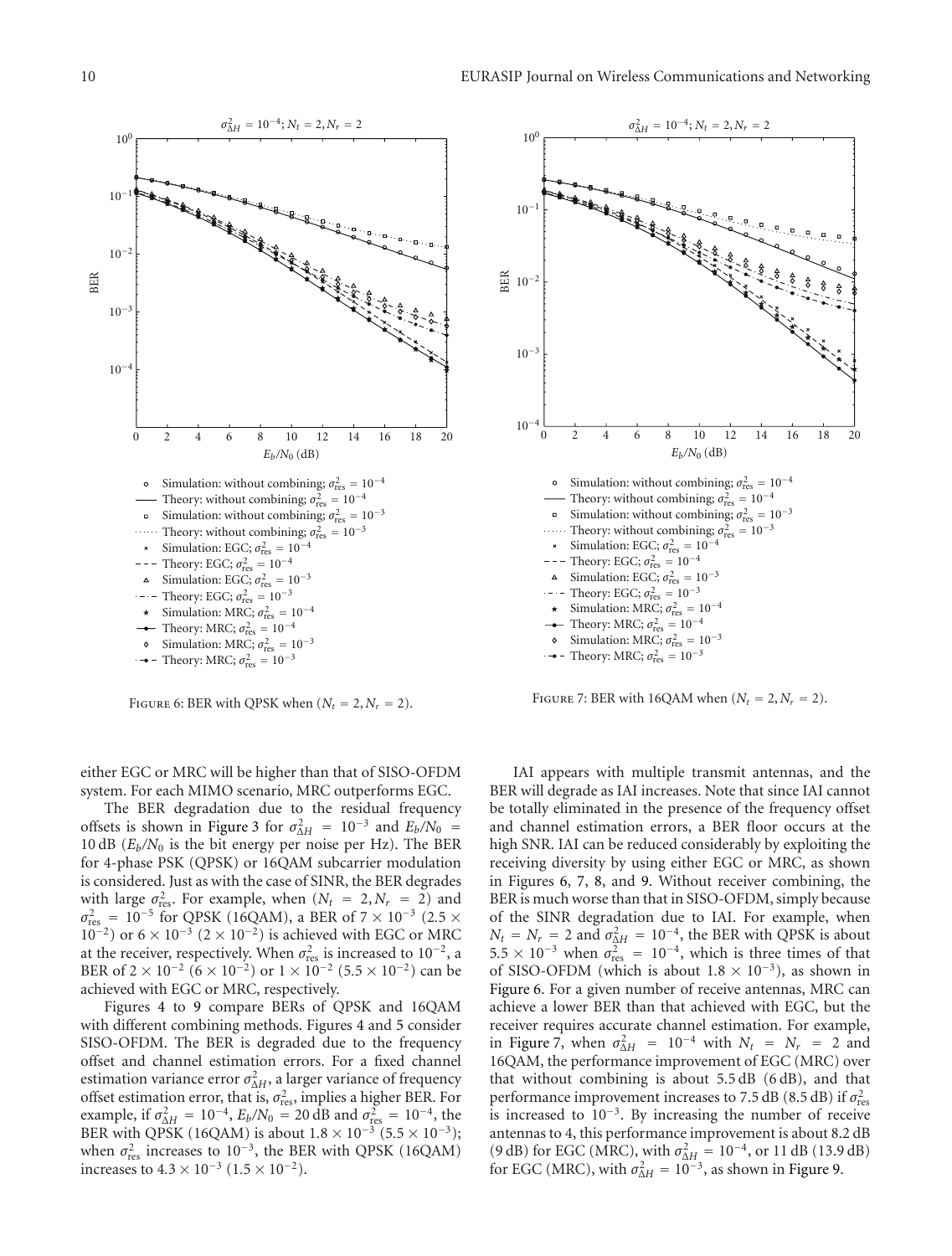FIGURE 6: BER with QPSK when ($N_t = 2, N_r = 2$).

FIGURE 7: BER with 16QAM when ($N_t = 2, N_r = 2$).

either EGC or MRC will be higher than that of SISO-OFDM system. For each MIMO scenario, MRC outperforms EGC.

The BER degradation due to the residual frequency offsets is shown in Figure 3 for $\sigma^2_{\Delta H} = 10^{-3}$ and $E_b/N_0 = 10$ dB ($E_b/N_0$ is the bit energy per noise per Hz). The BER for 4-phase PSK (QPSK) or 16QAM subcarrier modulation is considered. Just as with the case of SINR, the BER degrades with large $\sigma^2_{\text{res}}$. For example, when ($N_t = 2, N_r = 2$) and $\sigma^2_{\text{res}} = 10^{-5}$ for QPSK (16QAM), a BER of $7 \times 10^{-3}$ ($2.5 \times 10^{-2}$) or $6 \times 10^{-3}$ ($2 \times 10^{-2}$) is achieved with EGC or MRC at the receiver, respectively. When $\sigma^2_{\text{res}}$ is increased to $10^{-2}$, a BER of $2 \times 10^{-2}$ ($6 \times 10^{-2}$) or $1 \times 10^{-2}$ ($5.5 \times 10^{-2}$) can be achieved with EGC or MRC, respectively.

Figures 4 to 9 compare BERs of QPSK and 16QAM with different combining methods. Figures 4 and 5 consider SISO-OFDM. The BER is degraded due to the frequency offset and channel estimation errors. For a fixed channel estimation variance error $\sigma^2_{\Delta H}$, a larger variance of frequency offset estimation error, that is, $\sigma^2_{\text{res}}$, implies a higher BER. For example, if $\sigma^2_{\Delta H} = 10^{-4}$, $E_b/N_0 = 20$ dB and $\sigma^2_{\text{res}} = 10^{-4}$, the BER with QPSK (16QAM) is about $1.8 \times 10^{-3}$ ($5.5 \times 10^{-3}$); when $\sigma^2_{\text{res}}$ increases to $10^{-3}$, the BER with QPSK (16QAM) increases to $4.3 \times 10^{-3}$ ($1.5 \times 10^{-2}$).

IAI appears with multiple transmit antennas, and the BER will degrade as IAI increases. Note that since IAI cannot be totally eliminated in the presence of the frequency offset and channel estimation errors, a BER floor occurs at the high SNR. IAI can be reduced considerably by exploiting the receiving diversity by using either EGC or MRC, as shown in Figures 6, 7, 8, and 9. Without receiver combining, the BER is much worse than that in SISO-OFDM, simply because of the SINR degradation due to IAI. For example, when $N_t = N_r = 2$ and $\sigma^2_{\Delta H} = 10^{-4}$, the BER with QPSK is about $5.5 \times 10^{-3}$ when $\sigma^2_{\text{res}} = 10^{-4}$, which is three times of that of SISO-OFDM (which is about $1.8 \times 10^{-3}$), as shown in Figure 6. For a given number of receive antennas, MRC can achieve a lower BER than that achieved with EGC, but the receiver requires accurate channel estimation. For example, in Figure 7, when $\sigma^2_{\Delta H} = 10^{-4}$ with $N_t = N_r = 2$ and 16QAM, the performance improvement of EGC (MRC) over that without combining is about 5.5 dB (6 dB), and that performance improvement increases to 7.5 dB (8.5 dB) if $\sigma^2_{\text{res}}$ is increased to $10^{-3}$. By increasing the number of receive antennas to 4, this performance improvement is about 8.2 dB (9 dB) for EGC (MRC), with $\sigma^2_{\Delta H} = 10^{-4}$, or 11 dB (13.9 dB) for EGC (MRC), with $\sigma^2_{\Delta H} = 10^{-3}$, as shown in Figure 9.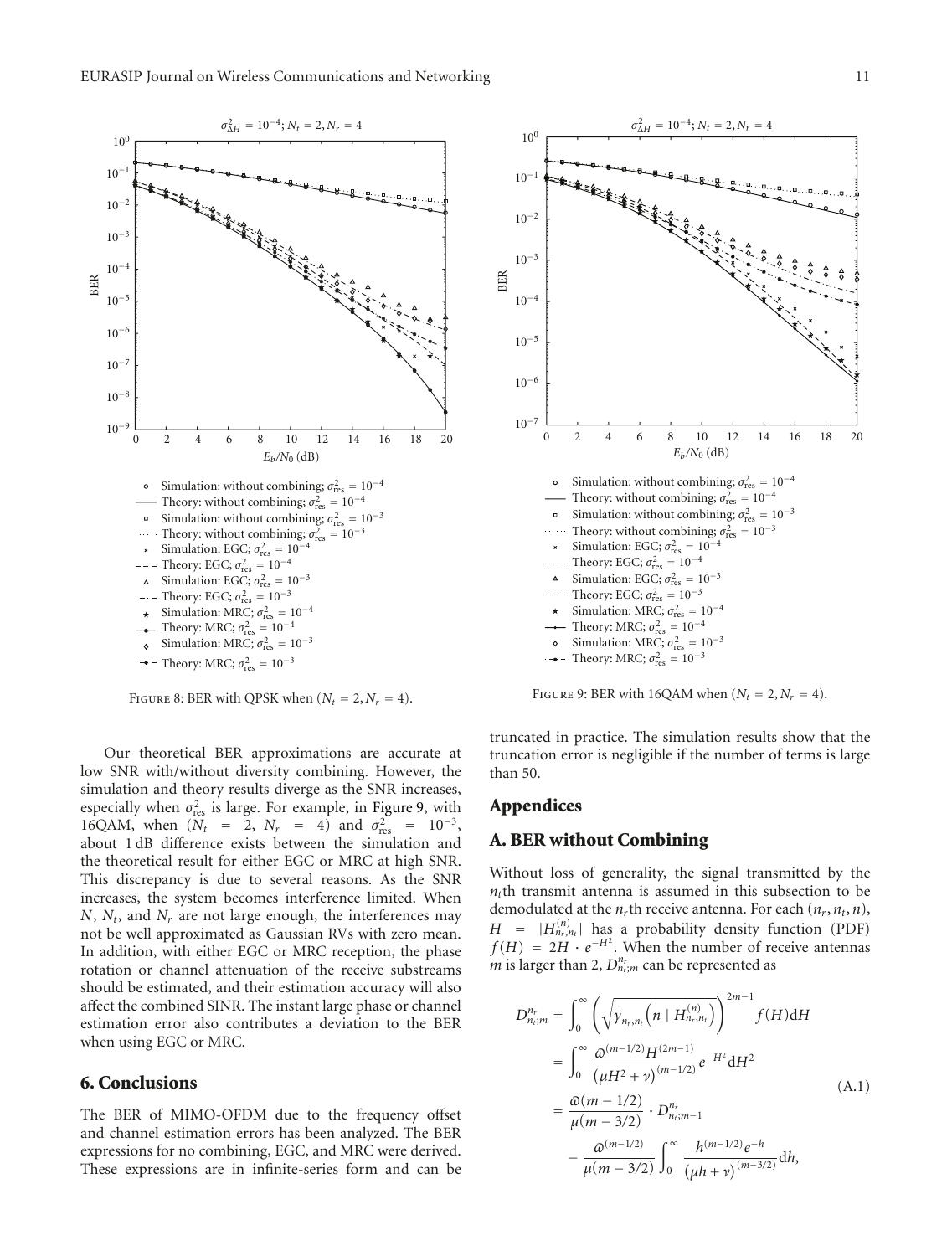FIGURE 8: BER with QPSK when ($N_t = 2, N_r = 4$).

FIGURE 9: BER with 16QAM when ($N_t = 2, N_r = 4$).

Our theoretical BER approximations are accurate at low SNR with/without diversity combining. However, the simulation and theory results diverge as the SNR increases, especially when $\sigma^2_{\text{res}}$ is large. For example, in Figure 9, with 16QAM, when ($N_t = 2$, $N_r = 4$) and $\sigma^2_{\text{res}} = 10^{-3}$, about 1 dB difference exists between the simulation and the theoretical result for either EGC or MRC at high SNR. This discrepancy is due to several reasons. As the SNR increases, the system becomes interference limited. When $N$, $N_t$, and $N_r$ are not large enough, the interferences may not be well approximated as Gaussian RVs with zero mean. In addition, with either EGC or MRC reception, the phase rotation or channel attenuation of the receive substreams should be estimated, and their estimation accuracy will also affect the combined SINR. The instant large phase or channel estimation error also contributes a deviation to the BER when using EGC or MRC.

## 6. Conclusions

The BER of MIMO-OFDM due to the frequency offset and channel estimation errors has been analyzed. The BER expressions for no combining, EGC, and MRC were derived. These expressions are in infinite-series form and can be truncated in practice. The simulation results show that the truncation error is negligible if the number of terms is large than 50.

## Appendices

## A. BER without Combining

Without loss of generality, the signal transmitted by the $n_t$th transmit antenna is assumed in this subsection to be demodulated at the $n_r$th receive antenna. For each $(n_r, n_t, n)$, $H = |H^{(n)}_{n_r,n_t}|$ has a probability density function (PDF) $f(H) = 2H \cdot e^{-H^2}$. When the number of receive antennas $m$ is larger than 2, $D^{n_r}_{n_t;m}$ can be represented as

$$
\begin{aligned}
D^{n_r}_{n_t;m} &= \int_0^\infty \left( \sqrt{\overline{\gamma}_{n_r,n_t}\left(n \mid H^{(n)}_{n_r,n_t}\right)} \right)^{2m-1} f(H)\mathrm{d}H \\
&= \int_0^\infty \frac{\varpi^{(m-1/2)} H^{(2m-1)}}{(\mu H^2 + \nu)^{(m-1/2)}} e^{-H^2} \mathrm{d}H^2 \\
&= \frac{\varpi(m-1/2)}{\mu(m-3/2)} \cdot D^{n_r}_{n_t;m-1} \\
&\quad - \frac{\varpi^{(m-1/2)}}{\mu(m-3/2)} \int_0^\infty \frac{h^{(m-1/2)} e^{-h}}{(\mu h + \nu)^{(m-3/2)}} \mathrm{d}h,
\end{aligned}
\tag{A.1}
$$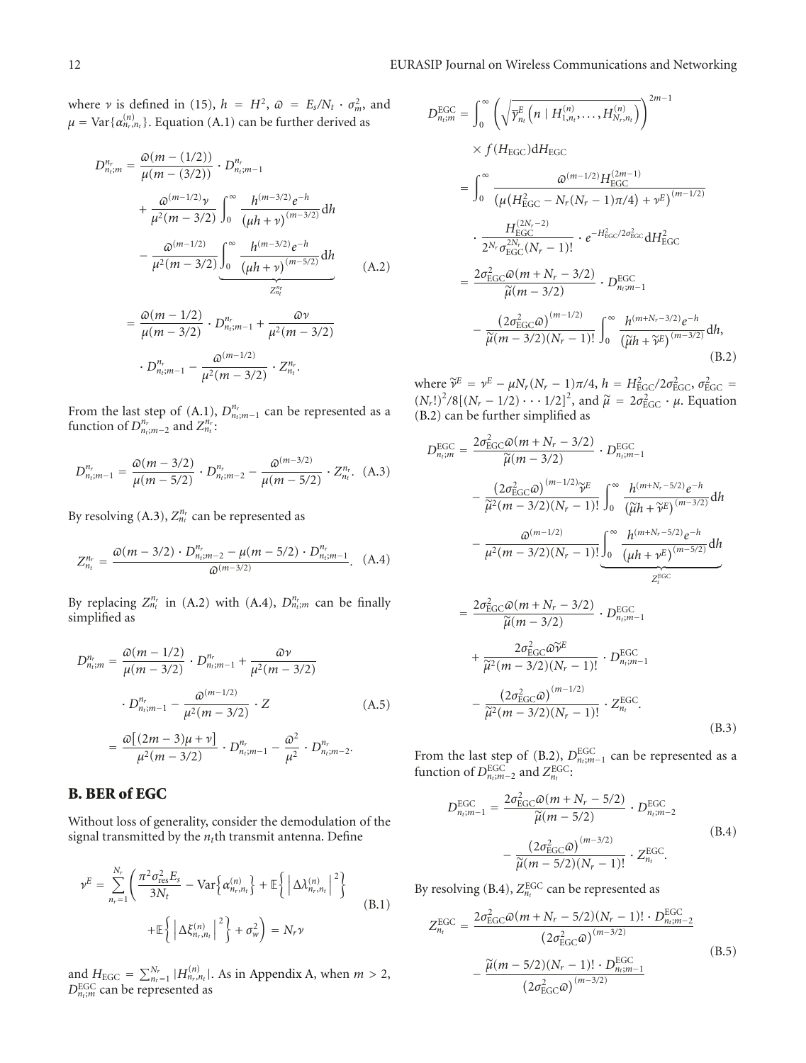where $\nu$ is defined in (15), $h = H^2$, $\varpi = E_s/N_t \cdot \sigma_m^2$, and $\mu = \text{Var}\{\alpha_{n_r,n_t}^{(n)}\}$. Equation (A.1) can be further derived as

$$
\begin{aligned}
D_{n_t;m}^{n_r} &= \frac{\varpi(m-(1/2))}{\mu(m-(3/2))} \cdot D_{n_t;m-1}^{n_r} \\
&\quad + \frac{\varpi^{(m-1/2)}\nu}{\mu^2(m-3/2)} \int_0^\infty \frac{h^{(m-3/2)}e^{-h}}{(\mu h+\nu)^{(m-3/2)}} \mathrm{d}h \\
&\quad - \frac{\varpi^{(m-1/2)}}{\mu^2(m-3/2)} \underbrace{\int_0^\infty \frac{h^{(m-3/2)}e^{-h}}{(\mu h+\nu)^{(m-5/2)}} \mathrm{d}h}_{Z_{n_t}^{n_r}} \\
&= \frac{\varpi(m-1/2)}{\mu(m-3/2)} \cdot D_{n_t;m-1}^{n_r} + \frac{\varpi\nu}{\mu^2(m-3/2)} \\
&\quad \cdot D_{n_t;m-1}^{n_r} - \frac{\varpi^{(m-1/2)}}{\mu^2(m-3/2)} \cdot Z_{n_t}^{n_r}.
\end{aligned}
\tag{A.2}
$$

From the last step of (A.1), $D_{n_t;m-1}^{n_r}$ can be represented as a function of $D_{n_t;m-2}^{n_r}$ and $Z_{n_t}^{n_r}$:

$$
D_{n_t;m-1}^{n_r} = \frac{\varpi(m-3/2)}{\mu(m-5/2)} \cdot D_{n_t;m-2}^{n_r} - \frac{\varpi^{(m-3/2)}}{\mu(m-5/2)} \cdot Z_{n_t}^{n_r}. \tag{A.3}
$$

By resolving (A.3), $Z_{n_t}^{n_r}$ can be represented as

$$
Z_{n_t}^{n_r} = \frac{\varpi(m-3/2) \cdot D_{n_t;m-2}^{n_r} - \mu(m-5/2) \cdot D_{n_t;m-1}^{n_r}}{\varpi^{(m-3/2)}}. \tag{A.4}
$$

By replacing $Z_{n_t}^{n_r}$ in (A.2) with (A.4), $D_{n_t;m}^{n_r}$ can be finally simplified as

$$
\begin{aligned}
D_{n_t;m}^{n_r} &= \frac{\varpi(m-1/2)}{\mu(m-3/2)} \cdot D_{n_t;m-1}^{n_r} + \frac{\varpi\nu}{\mu^2(m-3/2)} \\
&\quad \cdot D_{n_t;m-1}^{n_r} - \frac{\varpi^{(m-1/2)}}{\mu^2(m-3/2)} \cdot Z \\
&= \frac{\varpi[(2m-3)\mu+\nu]}{\mu^2(m-3/2)} \cdot D_{n_t;m-1}^{n_r} - \frac{\varpi^2}{\mu^2} \cdot D_{n_t;m-2}^{n_r}.
\end{aligned}
\tag{A.5}
$$

## B. BER of EGC

Without loss of generality, consider the demodulation of the signal transmitted by the $n_t$th transmit antenna. Define

$$
\begin{aligned}
\nu^E = \sum_{n_r=1}^{N_r} \Bigg( &\frac{\pi^2 \sigma_{\text{res}}^2 E_s}{3N_t} - \text{Var}\left\{\alpha_{n_r,n_t}^{(n)}\right\} + \mathbb{E}\left\{\left|\Delta\lambda_{n_r,n_t}^{(n)}\right|^2\right\} \\
&+ \mathbb{E}\left\{\left|\Delta\xi_{n_r,n_t}^{(n)}\right|^2\right\} + \sigma_w^2 \Bigg) = N_r \nu
\end{aligned}
\tag{B.1}
$$

and $H_{\text{EGC}} = \sum_{n_r=1}^{N_r} |H_{n_r,n_t}^{(n)}|$. As in Appendix A, when $m > 2$, $D_{n_t;m}^{\text{EGC}}$ can be represented as

$$
\begin{aligned}
D_{n_t;m}^{\text{EGC}} &= \int_0^\infty \left(\sqrt{\overline{\gamma}_{n_t}^E\left(n \mid H_{1,n_t}^{(n)}, \ldots, H_{N_r,n_t}^{(n)}\right)}\right)^{2m-1} \\
&\quad \times f(H_{\text{EGC}})\mathrm{d}H_{\text{EGC}} \\
&= \int_0^\infty \frac{\varpi^{(m-1/2)} H_{\text{EGC}}^{(2m-1)}}{\left(\mu(H_{\text{EGC}}^2 - N_r(N_r-1)\pi/4) + \nu^E\right)^{(m-1/2)}} \\
&\quad \cdot \frac{H_{\text{EGC}}^{(2N_r-2)}}{2^{N_r}\sigma_{\text{EGC}}^{2N_r}(N_r-1)!} \cdot e^{-H_{\text{EGC}}^2/2\sigma_{\text{EGC}}^2} \mathrm{d}H_{\text{EGC}}^2 \\
&= \frac{2\sigma_{\text{EGC}}^2 \varpi(m+N_r-3/2)}{\widetilde{\mu}(m-3/2)} \cdot D_{n_t;m-1}^{\text{EGC}} \\
&\quad - \frac{\left(2\sigma_{\text{EGC}}^2\varpi\right)^{(m-1/2)}}{\widetilde{\mu}(m-3/2)(N_r-1)!} \int_0^\infty \frac{h^{(m+N_r-3/2)}e^{-h}}{(\widetilde{\mu}h+\widetilde{\nu}^E)^{(m-3/2)}} \mathrm{d}h,
\end{aligned}
\tag{B.2}
$$

where $\widetilde{\nu}^E = \nu^E - \mu N_r(N_r-1)\pi/4$, $h = H_{\text{EGC}}^2/2\sigma_{\text{EGC}}^2$, $\sigma_{\text{EGC}}^2 = (N_r!)^2/8[(N_r-1/2)\cdots 1/2]^2$, and $\widetilde{\mu} = 2\sigma_{\text{EGC}}^2 \cdot \mu$. Equation (B.2) can be further simplified as

$$
\begin{aligned}
D_{n_t;m}^{\text{EGC}} &= \frac{2\sigma_{\text{EGC}}^2 \varpi(m+N_r-3/2)}{\widetilde{\mu}(m-3/2)} \cdot D_{n_t;m-1}^{\text{EGC}} \\
&\quad - \frac{\left(2\sigma_{\text{EGC}}^2\varpi\right)^{(m-1/2)}\widetilde{\nu}^E}{\widetilde{\mu}^2(m-3/2)(N_r-1)!} \int_0^\infty \frac{h^{(m+N_r-5/2)}e^{-h}}{(\widetilde{\mu}h+\widetilde{\nu}^E)^{(m-3/2)}} \mathrm{d}h \\
&\quad - \frac{\varpi^{(m-1/2)}}{\mu^2(m-3/2)(N_r-1)!} \underbrace{\int_0^\infty \frac{h^{(m+N_r-5/2)}e^{-h}}{(\mu h+\nu^E)^{(m-5/2)}} \mathrm{d}h}_{Z_t^{\text{EGC}}} \\
&= \frac{2\sigma_{\text{EGC}}^2 \varpi(m+N_r-3/2)}{\widetilde{\mu}(m-3/2)} \cdot D_{n_t;m-1}^{\text{EGC}} \\
&\quad + \frac{2\sigma_{\text{EGC}}^2 \varpi\widetilde{\nu}^E}{\widetilde{\mu}^2(m-3/2)(N_r-1)!} \cdot D_{n_t;m-1}^{\text{EGC}} \\
&\quad - \frac{\left(2\sigma_{\text{EGC}}^2\varpi\right)^{(m-1/2)}}{\widetilde{\mu}^2(m-3/2)(N_r-1)!} \cdot Z_{n_t}^{\text{EGC}}.
\end{aligned}
\tag{B.3}
$$

From the last step of (B.2), $D_{n_t;m-1}^{\text{EGC}}$ can be represented as a function of $D_{n_t;m-2}^{\text{EGC}}$ and $Z_{n_t}^{\text{EGC}}$:

$$
\begin{aligned}
D_{n_t;m-1}^{\text{EGC}} &= \frac{2\sigma_{\text{EGC}}^2 \varpi(m+N_r-5/2)}{\widetilde{\mu}(m-5/2)} \cdot D_{n_t;m-2}^{\text{EGC}} \\
&\quad - \frac{\left(2\sigma_{\text{EGC}}^2\varpi\right)^{(m-3/2)}}{\widetilde{\mu}(m-5/2)(N_r-1)!} \cdot Z_{n_t}^{\text{EGC}}.
\end{aligned}
\tag{B.4}
$$

By resolving (B.4), $Z_{n_t}^{\text{EGC}}$ can be represented as

$$
\begin{aligned}
Z_{n_t}^{\text{EGC}} &= \frac{2\sigma_{\text{EGC}}^2 \varpi(m+N_r-5/2)(N_r-1)! \cdot D_{n_t;m-2}^{\text{EGC}}}{\left(2\sigma_{\text{EGC}}^2\varpi\right)^{(m-3/2)}} \\
&\quad - \frac{\widetilde{\mu}(m-5/2)(N_r-1)! \cdot D_{n_t;m-1}^{\text{EGC}}}{\left(2\sigma_{\text{EGC}}^2\varpi\right)^{(m-3/2)}}
\end{aligned}
\tag{B.5}
$$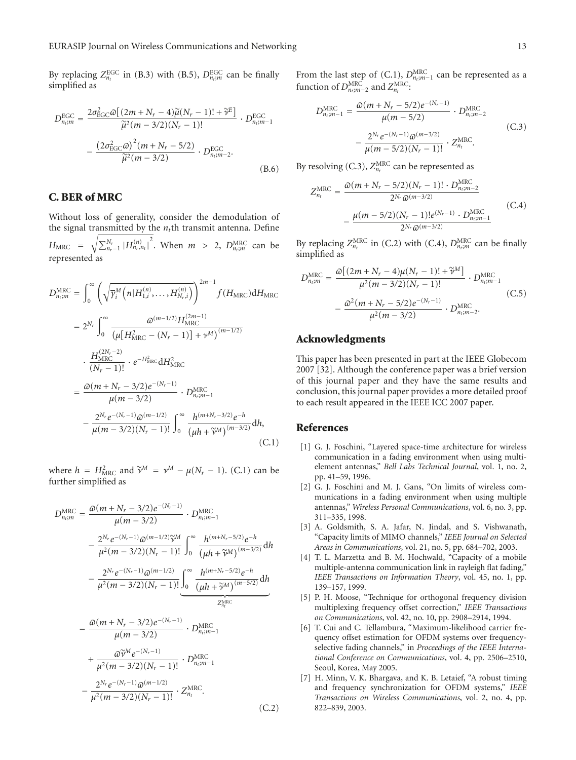By replacing $Z_{n_t}^{\text{EGC}}$ in (B.3) with (B.5), $D_{n_t;m}^{\text{EGC}}$ can be finally simplified as

$$D_{n_t;m}^{\text{EGC}} = \frac{2\sigma_{\text{EGC}}^2 \varpi \left[(2m+N_r-4)\tilde{\mu}(N_r-1)! + \tilde{\nu}^E\right]}{\tilde{\mu}^2(m-3/2)(N_r-1)!} \cdot D_{n_t;m-1}^{\text{EGC}} - \frac{\left(2\sigma_{\text{EGC}}^2 \varpi\right)^2 (m+N_r-5/2)}{\tilde{\mu}^2(m-3/2)} \cdot D_{n_t;m-2}^{\text{EGC}}. \tag{B.6}$$

## C. BER of MRC

Without loss of generality, consider the demodulation of the signal transmitted by the $n_t$th transmit antenna. Define $H_{\text{MRC}} = \sqrt{\sum_{n_r=1}^{N_r} |H_{n_r,n_t}^{(n)}|^2}$. When $m > 2$, $D_{n_t;m}^{\text{MRC}}$ can be represented as

$$\begin{aligned}
D_{n_t;m}^{\text{MRC}} &= \int_0^\infty \left(\sqrt{\overline{\gamma}_i^M\left(n|H_{1,i}^{(n)},\ldots,H_{N_r,i}^{(n)}\right)}\right)^{2m-1} f(H_{\text{MRC}})\,\mathrm{d}H_{\text{MRC}} \\
&= 2^{N_r} \int_0^\infty \frac{\varpi^{(m-1/2)} H_{\text{MRC}}^{(2m-1)}}{\left(\mu\left[H_{\text{MRC}}^2 - (N_r-1)\right] + \nu^M\right)^{(m-1/2)}} \cdot \frac{H_{\text{MRC}}^{(2N_r-2)}}{(N_r-1)!} \cdot e^{-H_{\text{MRC}}^2}\,\mathrm{d}H_{\text{MRC}}^2 \\
&= \frac{\varpi(m+N_r-3/2)e^{-(N_r-1)}}{\mu(m-3/2)} \cdot D_{n_t;m-1}^{\text{MRC}} - \frac{2^{N_r} e^{-(N_r-1)} \varpi^{(m-1/2)}}{\mu(m-3/2)(N_r-1)!} \int_0^\infty \frac{h^{(m+N_r-3/2)} e^{-h}}{\left(\mu h + \tilde{\nu}^M\right)^{(m-3/2)}}\,\mathrm{d}h,
\end{aligned} \tag{C.1}$$

where $h = H_{\text{MRC}}^2$ and $\tilde{\nu}^M = \nu^M - \mu(N_r-1)$. (C.1) can be further simplified as

$$\begin{aligned}
D_{n_t;m}^{\text{MRC}} &= \frac{\varpi(m+N_r-3/2)e^{-(N_r-1)}}{\mu(m-3/2)} \cdot D_{n_t;m-1}^{\text{MRC}} - \frac{2^{N_r} e^{-(N_r-1)} \varpi^{(m-1/2)} \tilde{\nu}^M}{\mu^2(m-3/2)(N_r-1)!} \int_0^\infty \frac{h^{(m+N_r-5/2)} e^{-h}}{\left(\mu h + \tilde{\nu}^M\right)^{(m-3/2)}}\,\mathrm{d}h \\
&\quad - \frac{2^{N_r} e^{-(N_r-1)} \varpi^{(m-1/2)}}{\mu^2(m-3/2)(N_r-1)!} \underbrace{\int_0^\infty \frac{h^{(m+N_r-5/2)} e^{-h}}{\left(\mu h + \tilde{\nu}^M\right)^{(m-5/2)}}\,\mathrm{d}h}_{Z_{n_t}^{\text{MRC}}} \\
&= \frac{\varpi(m+N_r-3/2)e^{-(N_r-1)}}{\mu(m-3/2)} \cdot D_{n_t;m-1}^{\text{MRC}} + \frac{\varpi \tilde{\nu}^M e^{-(N_r-1)}}{\mu^2(m-3/2)(N_r-1)!} \cdot D_{n_t;m-1}^{\text{MRC}} - \frac{2^{N_r} e^{-(N_r-1)} \varpi^{(m-1/2)}}{\mu^2(m-3/2)(N_r-1)!} \cdot Z_{n_t}^{\text{MRC}}.
\end{aligned} \tag{C.2}$$

From the last step of (C.1), $D_{n_t;m-1}^{\text{MRC}}$ can be represented as a function of $D_{n_t;m-2}^{\text{MRC}}$ and $Z_{n_t}^{\text{MRC}}$:

$$D_{n_t;m-1}^{\text{MRC}} = \frac{\varpi(m+N_r-5/2)e^{-(N_r-1)}}{\mu(m-5/2)} \cdot D_{n_t;m-2}^{\text{MRC}} - \frac{2^{N_r} e^{-(N_r-1)} \varpi^{(m-3/2)}}{\mu(m-5/2)(N_r-1)!} \cdot Z_{n_t}^{\text{MRC}}. \tag{C.3}$$

By resolving (C.3), $Z_{n_t}^{\text{MRC}}$ can be represented as

$$Z_{n_t}^{\text{MRC}} = \frac{\varpi(m+N_r-5/2)(N_r-1)! \cdot D_{n_t;m-2}^{\text{MRC}}}{2^{N_r} \varpi^{(m-3/2)}} - \frac{\mu(m-5/2)(N_r-1)! e^{(N_r-1)} \cdot D_{n_t;m-1}^{\text{MRC}}}{2^{N_r} \varpi^{(m-3/2)}} \tag{C.4}$$

By replacing $Z_{n_t}^{\text{MRC}}$ in (C.2) with (C.4), $D_{n_t;m}^{\text{MRC}}$ can be finally simplified as

$$D_{n_t;m}^{\text{MRC}} = \frac{\varpi\left[(2m+N_r-4)\mu(N_r-1)! + \tilde{\nu}^M\right]}{\mu^2(m-3/2)(N_r-1)!} \cdot D_{n_t;m-1}^{\text{MRC}} - \frac{\varpi^2(m+N_r-5/2)e^{-(N_r-1)}}{\mu^2(m-3/2)} \cdot D_{n_t;m-2}^{\text{MRC}}. \tag{C.5}$$

## Acknowledgments

This paper has been presented in part at the IEEE Globecom 2007 [32]. Although the conference paper was a brief version of this journal paper and they have the same results and conclusion, this journal paper provides a more detailed proof to each result appeared in the IEEE ICC 2007 paper.

## References

[1] G. J. Foschini, "Layered space-time architecture for wireless communication in a fading environment when using multi-element antennas," *Bell Labs Technical Journal*, vol. 1, no. 2, pp. 41–59, 1996.

[2] G. J. Foschini and M. J. Gans, "On limits of wireless communications in a fading environment when using multiple antennas," *Wireless Personal Communications*, vol. 6, no. 3, pp. 311–335, 1998.

[3] A. Goldsmith, S. A. Jafar, N. Jindal, and S. Vishwanath, "Capacity limits of MIMO channels," *IEEE Journal on Selected Areas in Communications*, vol. 21, no. 5, pp. 684–702, 2003.

[4] T. L. Marzetta and B. M. Hochwald, "Capacity of a mobile multiple-antenna communication link in rayleigh flat fading," *IEEE Transactions on Information Theory*, vol. 45, no. 1, pp. 139–157, 1999.

[5] P. H. Moose, "Technique for orthogonal frequency division multiplexing frequency offset correction," *IEEE Transactions on Communications*, vol. 42, no. 10, pp. 2908–2914, 1994.

[6] T. Cui and C. Tellambura, "Maximum-likelihood carrier frequency offset estimation for OFDM systems over frequency-selective fading channels," in *Proceedings of the IEEE International Conference on Communications*, vol. 4, pp. 2506–2510, Seoul, Korea, May 2005.

[7] H. Minn, V. K. Bhargava, and K. B. Letaief, "A robust timing and frequency synchronization for OFDM systems," *IEEE Transactions on Wireless Communications*, vol. 2, no. 4, pp. 822–839, 2003.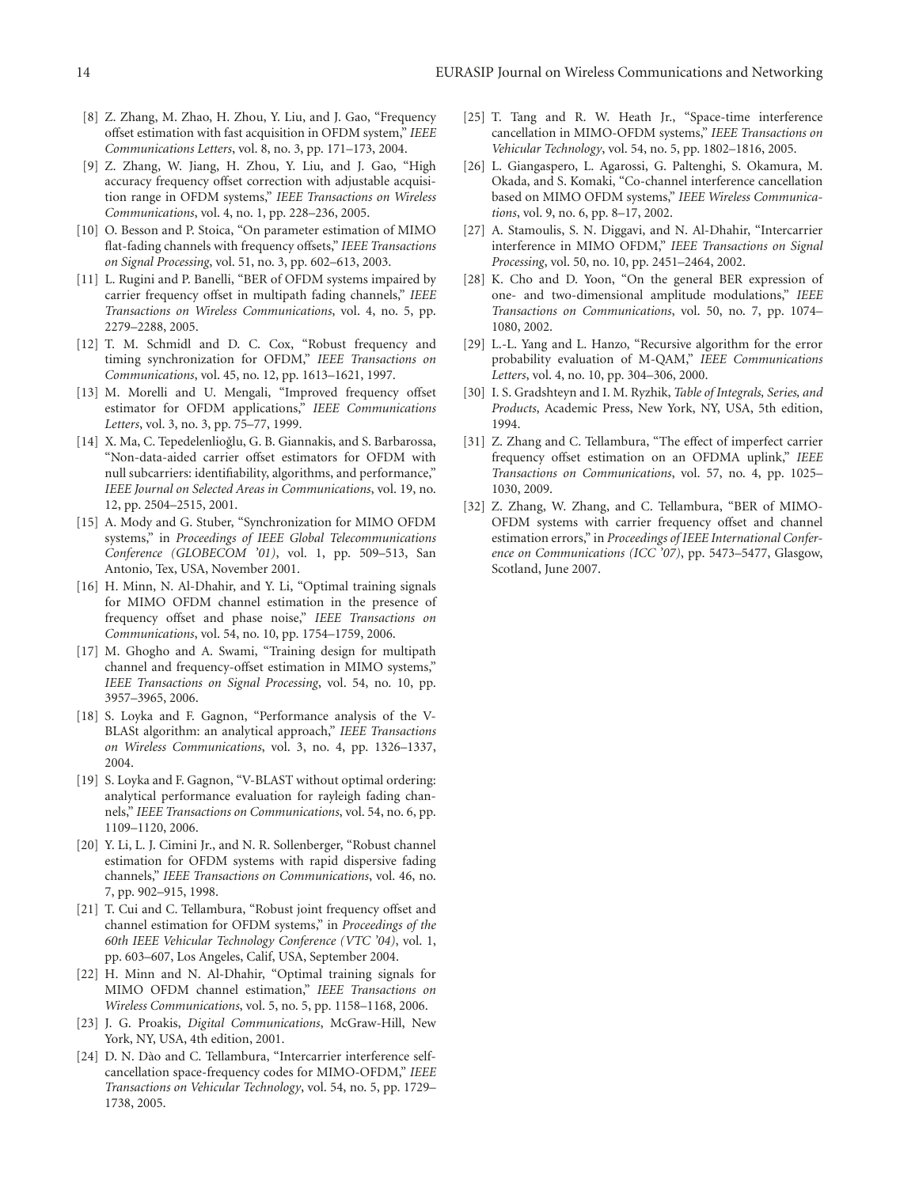[8] Z. Zhang, M. Zhao, H. Zhou, Y. Liu, and J. Gao, "Frequency offset estimation with fast acquisition in OFDM system," *IEEE Communications Letters*, vol. 8, no. 3, pp. 171–173, 2004.

[9] Z. Zhang, W. Jiang, H. Zhou, Y. Liu, and J. Gao, "High accuracy frequency offset correction with adjustable acquisition range in OFDM systems," *IEEE Transactions on Wireless Communications*, vol. 4, no. 1, pp. 228–236, 2005.

[10] O. Besson and P. Stoica, "On parameter estimation of MIMO flat-fading channels with frequency offsets," *IEEE Transactions on Signal Processing*, vol. 51, no. 3, pp. 602–613, 2003.

[11] L. Rugini and P. Banelli, "BER of OFDM systems impaired by carrier frequency offset in multipath fading channels," *IEEE Transactions on Wireless Communications*, vol. 4, no. 5, pp. 2279–2288, 2005.

[12] T. M. Schmidl and D. C. Cox, "Robust frequency and timing synchronization for OFDM," *IEEE Transactions on Communications*, vol. 45, no. 12, pp. 1613–1621, 1997.

[13] M. Morelli and U. Mengali, "Improved frequency offset estimator for OFDM applications," *IEEE Communications Letters*, vol. 3, no. 3, pp. 75–77, 1999.

[14] X. Ma, C. Tepedelenlioğlu, G. B. Giannakis, and S. Barbarossa, "Non-data-aided carrier offset estimators for OFDM with null subcarriers: identifiability, algorithms, and performance," *IEEE Journal on Selected Areas in Communications*, vol. 19, no. 12, pp. 2504–2515, 2001.

[15] A. Mody and G. Stuber, "Synchronization for MIMO OFDM systems," in *Proceedings of IEEE Global Telecommunications Conference (GLOBECOM '01)*, vol. 1, pp. 509–513, San Antonio, Tex, USA, November 2001.

[16] H. Minn, N. Al-Dhahir, and Y. Li, "Optimal training signals for MIMO OFDM channel estimation in the presence of frequency offset and phase noise," *IEEE Transactions on Communications*, vol. 54, no. 10, pp. 1754–1759, 2006.

[17] M. Ghogho and A. Swami, "Training design for multipath channel and frequency-offset estimation in MIMO systems," *IEEE Transactions on Signal Processing*, vol. 54, no. 10, pp. 3957–3965, 2006.

[18] S. Loyka and F. Gagnon, "Performance analysis of the V-BLASt algorithm: an analytical approach," *IEEE Transactions on Wireless Communications*, vol. 3, no. 4, pp. 1326–1337, 2004.

[19] S. Loyka and F. Gagnon, "V-BLAST without optimal ordering: analytical performance evaluation for rayleigh fading channels," *IEEE Transactions on Communications*, vol. 54, no. 6, pp. 1109–1120, 2006.

[20] Y. Li, L. J. Cimini Jr., and N. R. Sollenberger, "Robust channel estimation for OFDM systems with rapid dispersive fading channels," *IEEE Transactions on Communications*, vol. 46, no. 7, pp. 902–915, 1998.

[21] T. Cui and C. Tellambura, "Robust joint frequency offset and channel estimation for OFDM systems," in *Proceedings of the 60th IEEE Vehicular Technology Conference (VTC '04)*, vol. 1, pp. 603–607, Los Angeles, Calif, USA, September 2004.

[22] H. Minn and N. Al-Dhahir, "Optimal training signals for MIMO OFDM channel estimation," *IEEE Transactions on Wireless Communications*, vol. 5, no. 5, pp. 1158–1168, 2006.

[23] J. G. Proakis, *Digital Communications*, McGraw-Hill, New York, NY, USA, 4th edition, 2001.

[24] D. N. Dào and C. Tellambura, "Intercarrier interference self-cancellation space-frequency codes for MIMO-OFDM," *IEEE Transactions on Vehicular Technology*, vol. 54, no. 5, pp. 1729–1738, 2005.

[25] T. Tang and R. W. Heath Jr., "Space-time interference cancellation in MIMO-OFDM systems," *IEEE Transactions on Vehicular Technology*, vol. 54, no. 5, pp. 1802–1816, 2005.

[26] L. Giangaspero, L. Agarossi, G. Paltenghi, S. Okamura, M. Okada, and S. Komaki, "Co-channel interference cancellation based on MIMO OFDM systems," *IEEE Wireless Communications*, vol. 9, no. 6, pp. 8–17, 2002.

[27] A. Stamoulis, S. N. Diggavi, and N. Al-Dhahir, "Intercarrier interference in MIMO OFDM," *IEEE Transactions on Signal Processing*, vol. 50, no. 10, pp. 2451–2464, 2002.

[28] K. Cho and D. Yoon, "On the general BER expression of one- and two-dimensional amplitude modulations," *IEEE Transactions on Communications*, vol. 50, no. 7, pp. 1074–1080, 2002.

[29] L.-L. Yang and L. Hanzo, "Recursive algorithm for the error probability evaluation of M-QAM," *IEEE Communications Letters*, vol. 4, no. 10, pp. 304–306, 2000.

[30] I. S. Gradshteyn and I. M. Ryzhik, *Table of Integrals, Series, and Products*, Academic Press, New York, NY, USA, 5th edition, 1994.

[31] Z. Zhang and C. Tellambura, "The effect of imperfect carrier frequency offset estimation on an OFDMA uplink," *IEEE Transactions on Communications*, vol. 57, no. 4, pp. 1025–1030, 2009.

[32] Z. Zhang, W. Zhang, and C. Tellambura, "BER of MIMO-OFDM systems with carrier frequency offset and channel estimation errors," in *Proceedings of IEEE International Conference on Communications (ICC '07)*, pp. 5473–5477, Glasgow, Scotland, June 2007.